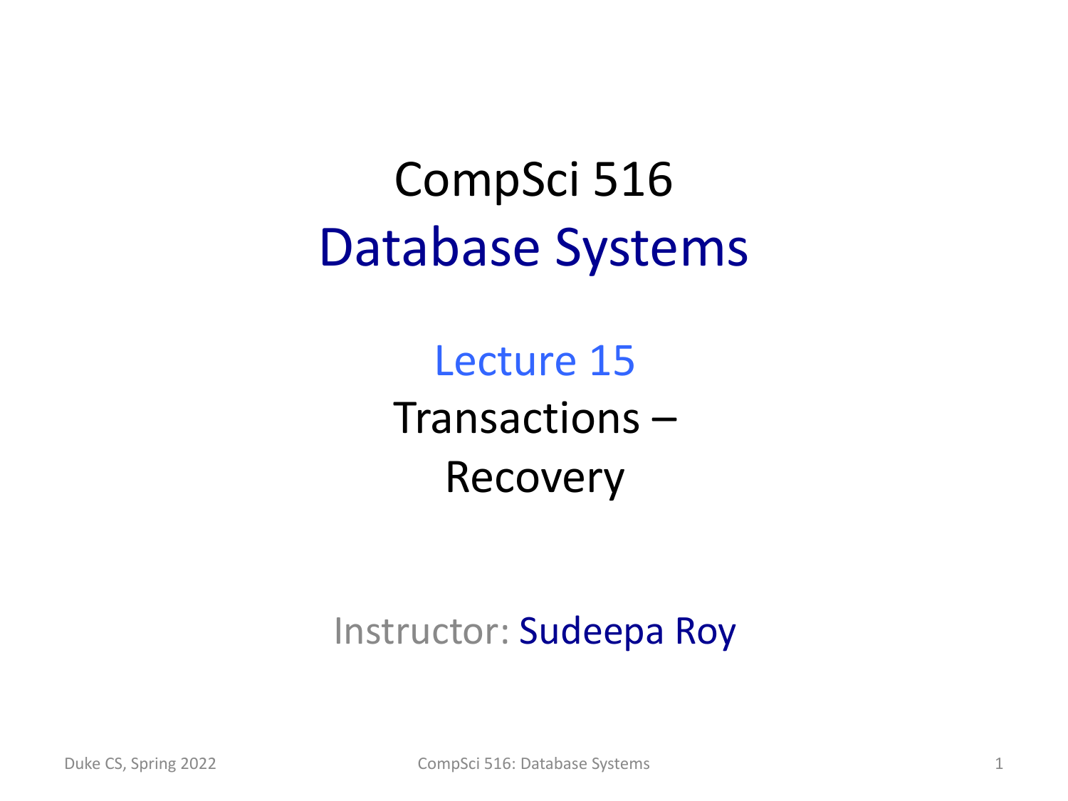# CompSci 516
# Database Systems

## Lecture 15

Transactions –
Recovery

Instructor: Sudeepa Roy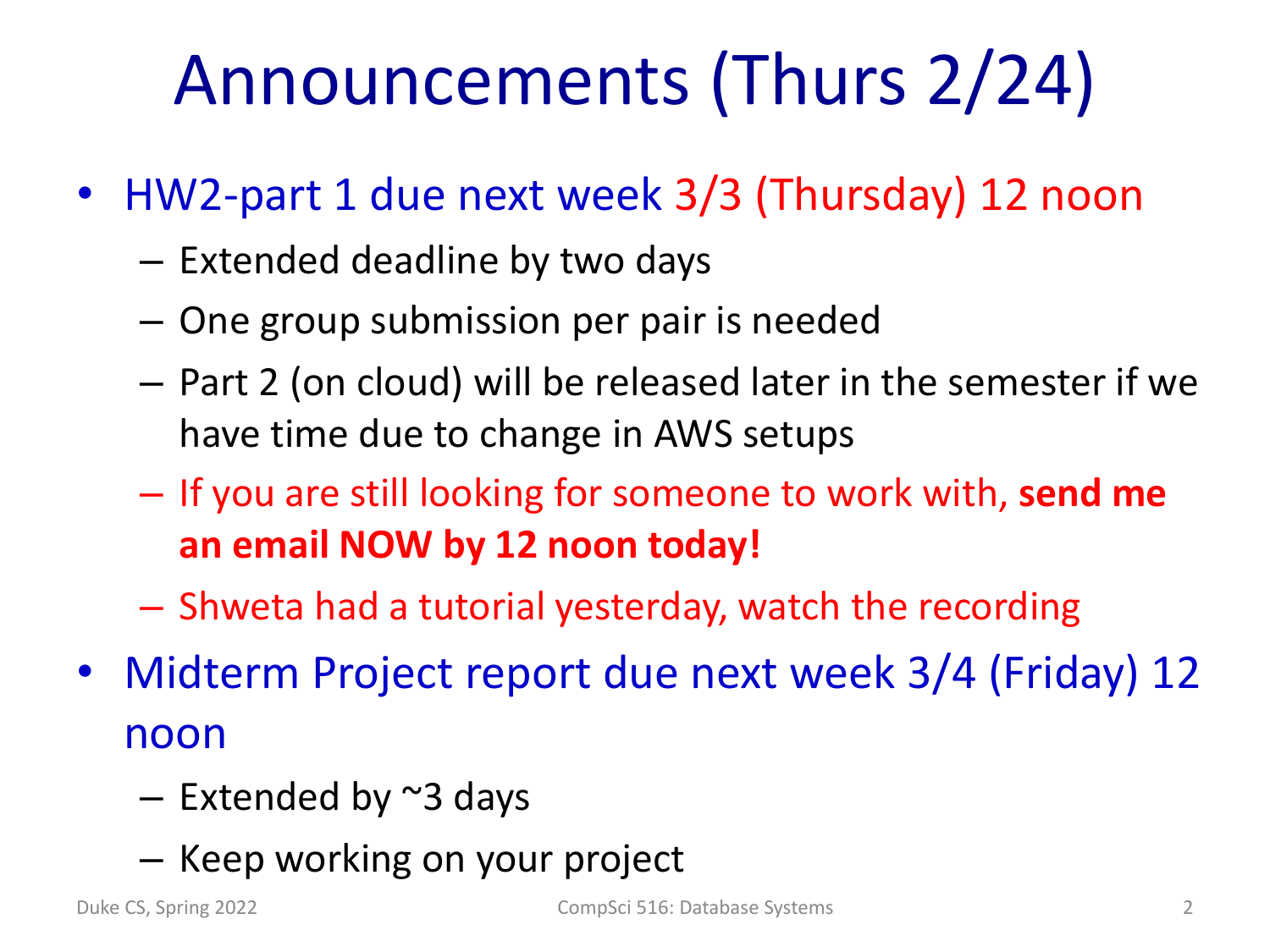# Announcements (Thurs 2/24)

- HW2-part 1 due next week 3/3 (Thursday) 12 noon
  - Extended deadline by two days
  - One group submission per pair is needed
  - Part 2 (on cloud) will be released later in the semester if we have time due to change in AWS setups
  - If you are still looking for someone to work with, **send me an email NOW by 12 noon today!**
  - Shweta had a tutorial yesterday, watch the recording
- Midterm Project report due next week 3/4 (Friday) 12 noon
  - Extended by ~3 days
  - Keep working on your project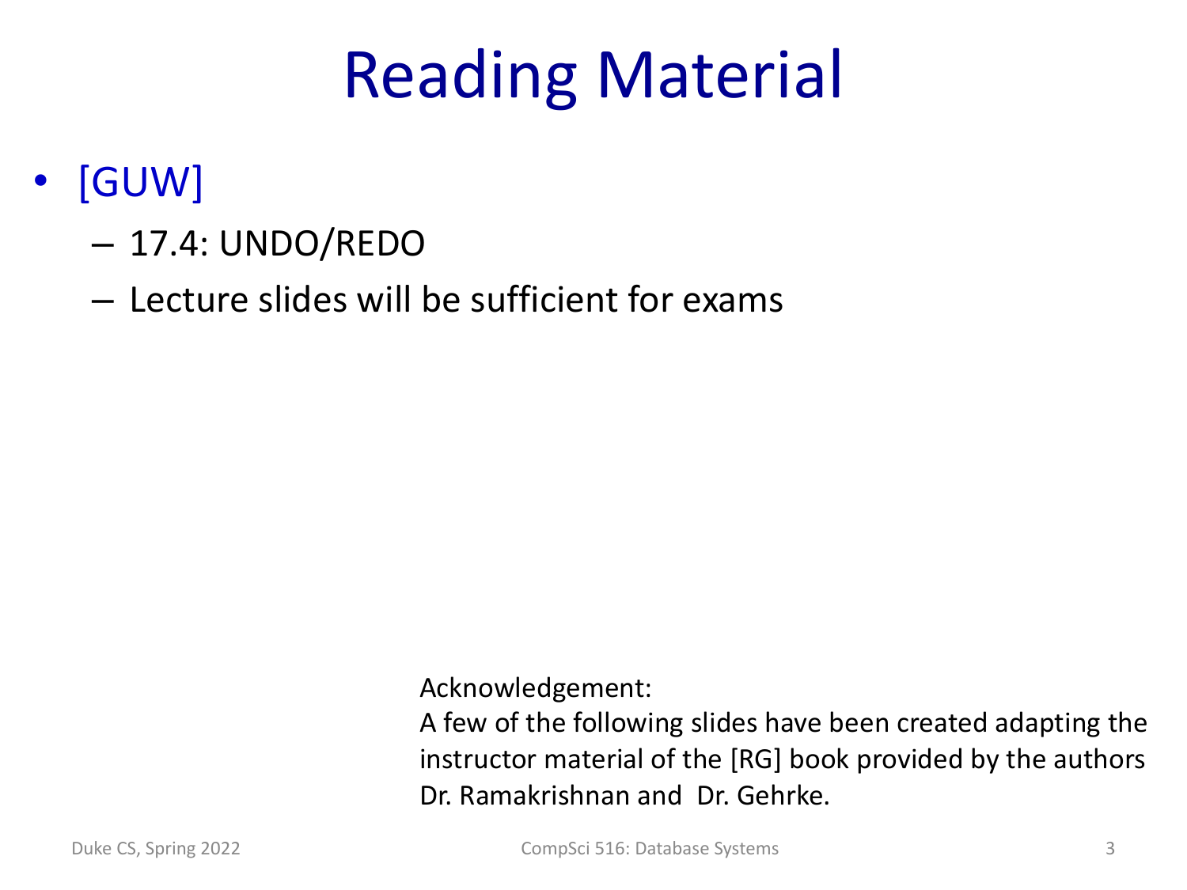# Reading Material

- [GUW]
  - 17.4: UNDO/REDO
  - Lecture slides will be sufficient for exams

Acknowledgement:
A few of the following slides have been created adapting the instructor material of the [RG] book provided by the authors Dr. Ramakrishnan and Dr. Gehrke.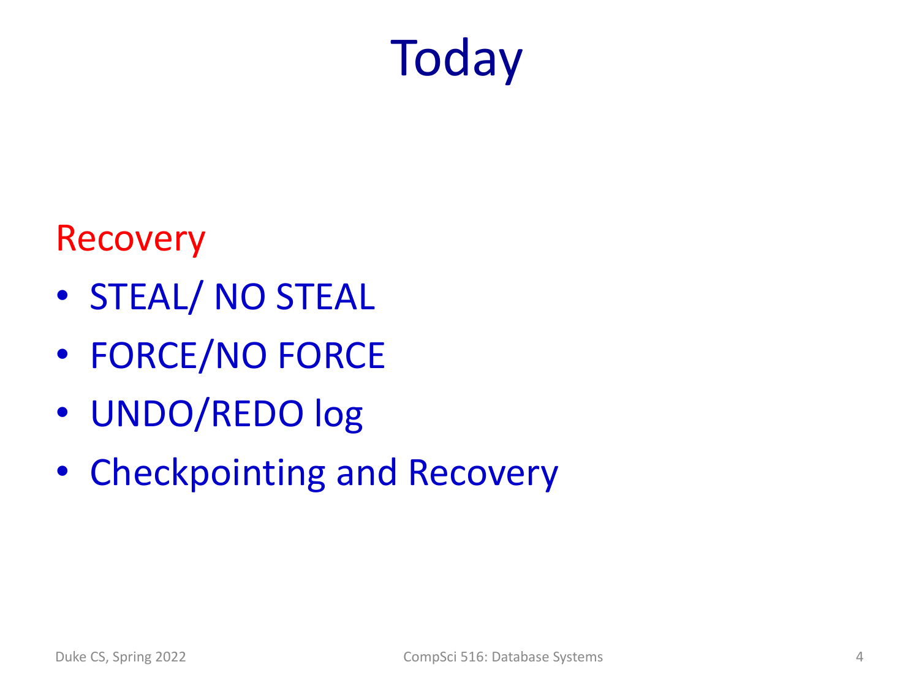# Today

Recovery

- STEAL/ NO STEAL
- FORCE/NO FORCE
- UNDO/REDO log
- Checkpointing and Recovery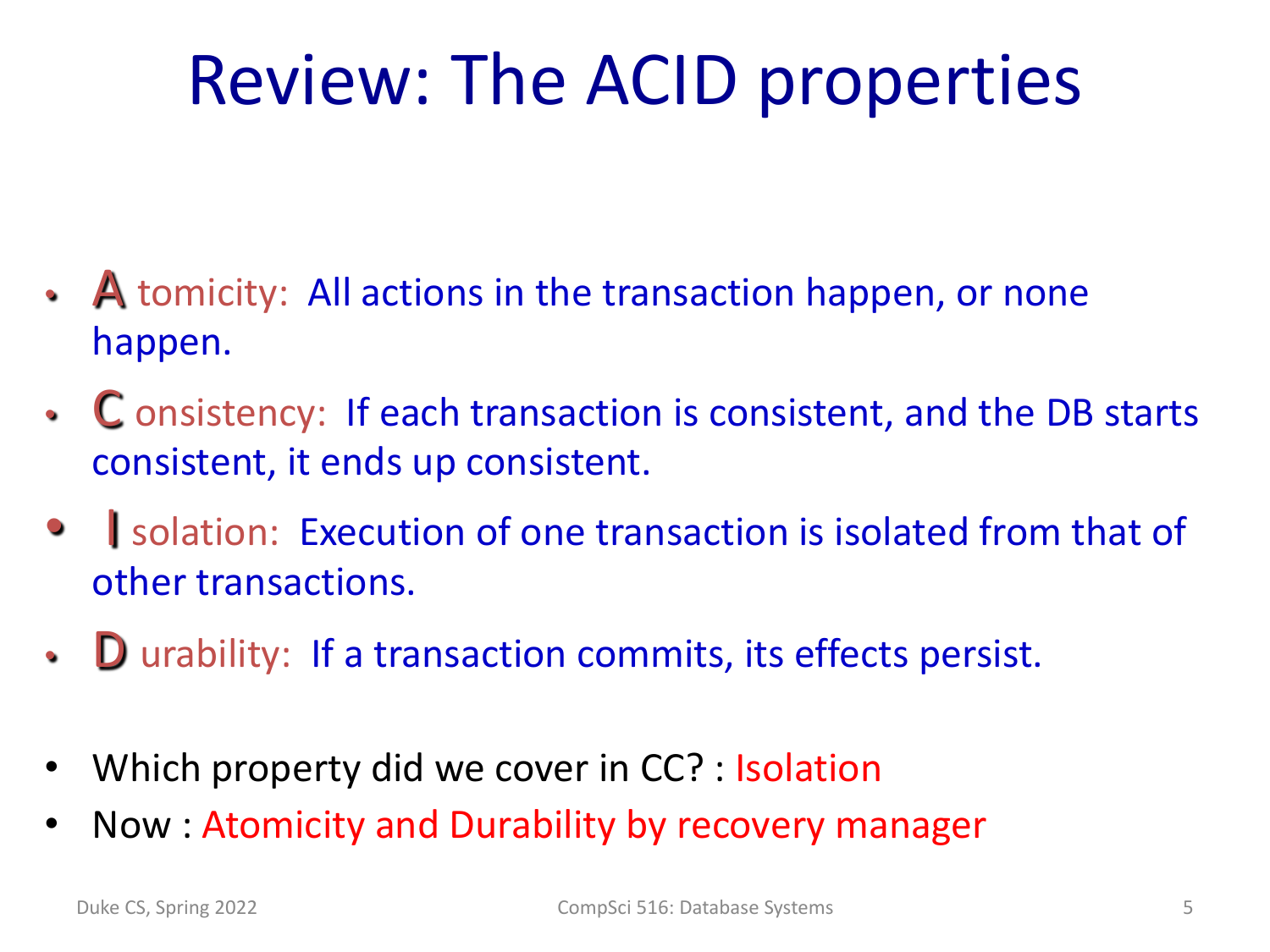# Review: The ACID properties

- **A** tomicity: All actions in the transaction happen, or none happen.
- **C** onsistency: If each transaction is consistent, and the DB starts consistent, it ends up consistent.
- **I** solation: Execution of one transaction is isolated from that of other transactions.
- **D** urability: If a transaction commits, its effects persist.

- Which property did we cover in CC? : Isolation
- Now : Atomicity and Durability by recovery manager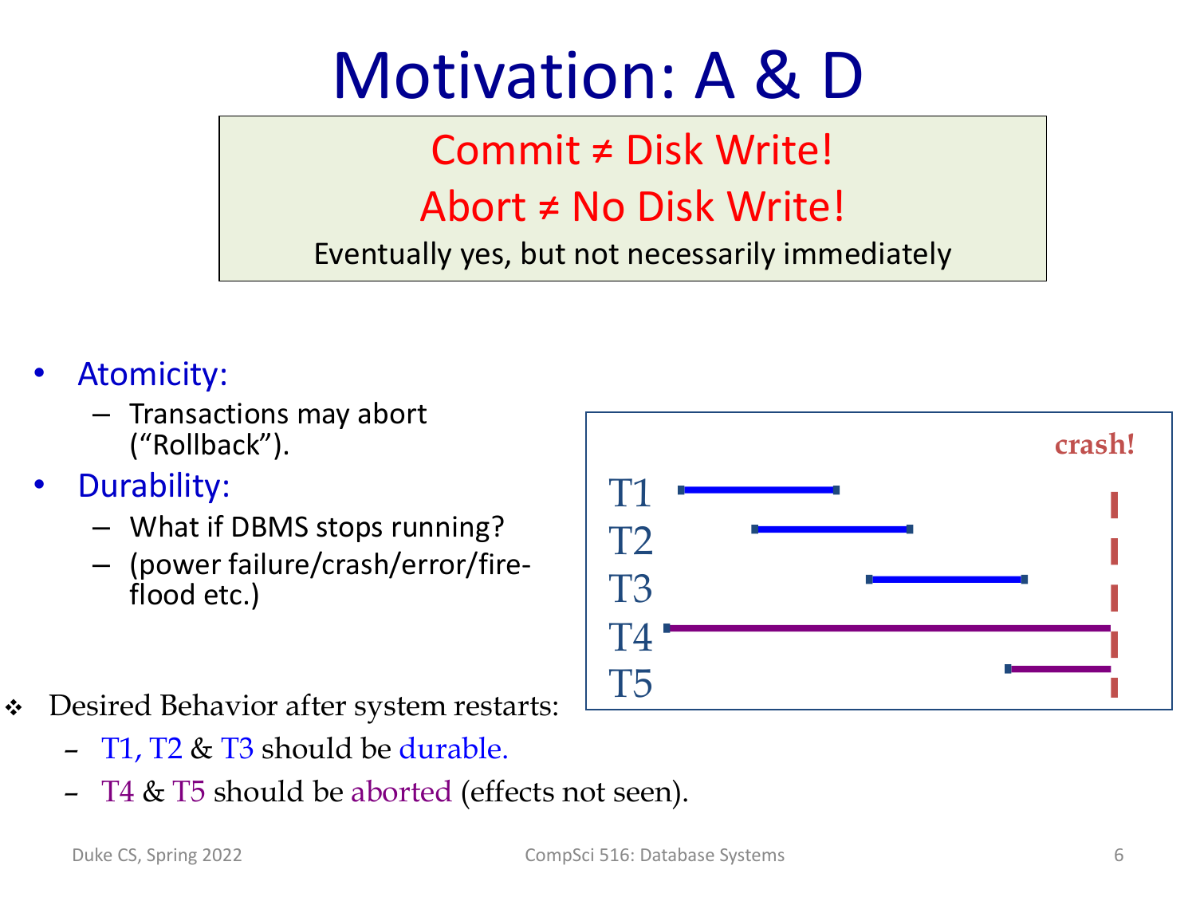# Motivation: A & D

**Commit ≠ Disk Write!**

**Abort ≠ No Disk Write!**

Eventually yes, but not necessarily immediately

- Atomicity:
  - Transactions may abort ("Rollback").
- Durability:
  - What if DBMS stops running?
  - (power failure/crash/error/fire-flood etc.)

crash!

T1

T2

T3

T4

T5

❖ Desired Behavior after system restarts:
  - T1, T2 & T3 should be durable.
  - T4 & T5 should be aborted (effects not seen).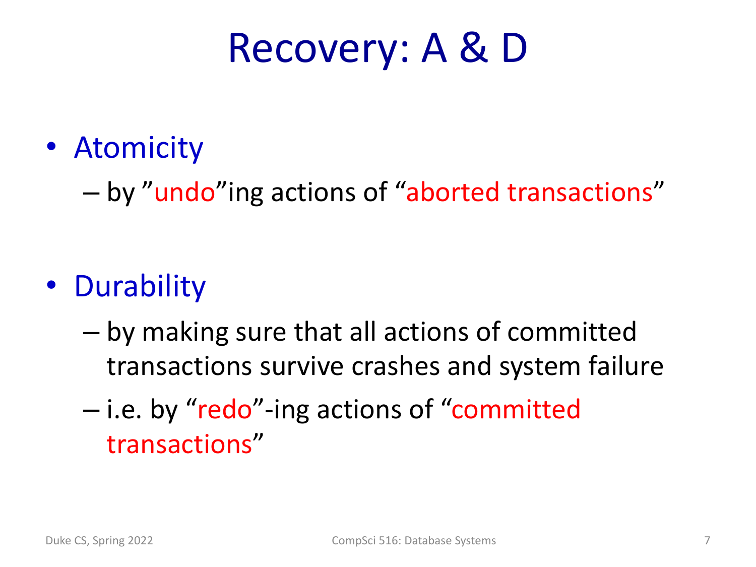# Recovery: A & D

- Atomicity
  - by ”undo”ing actions of “aborted transactions”

- Durability
  - by making sure that all actions of committed transactions survive crashes and system failure
  - i.e. by “redo”-ing actions of “committed transactions”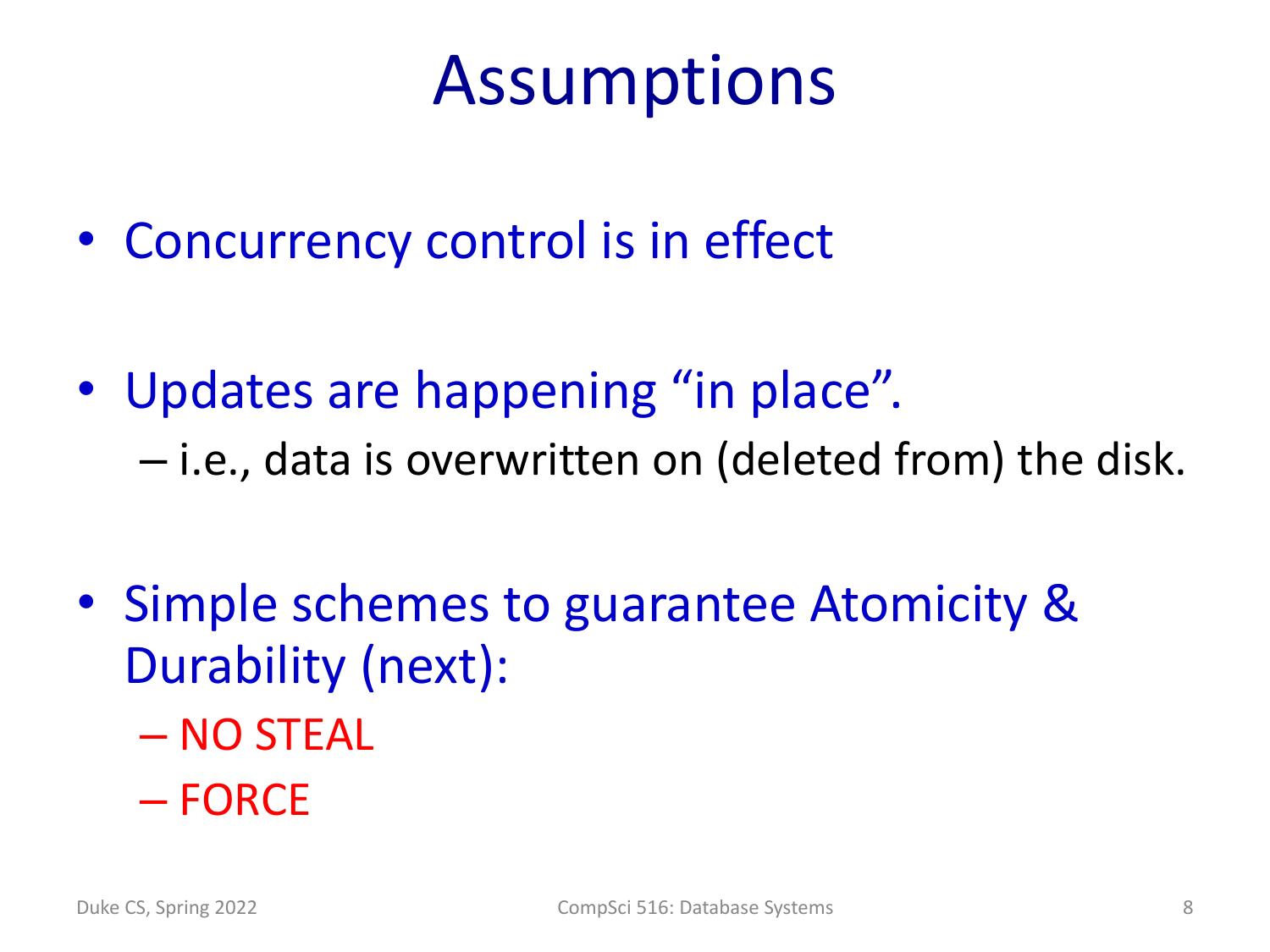# Assumptions

- Concurrency control is in effect
- Updates are happening "in place".
  - i.e., data is overwritten on (deleted from) the disk.
- Simple schemes to guarantee Atomicity & Durability (next):
  - NO STEAL
  - FORCE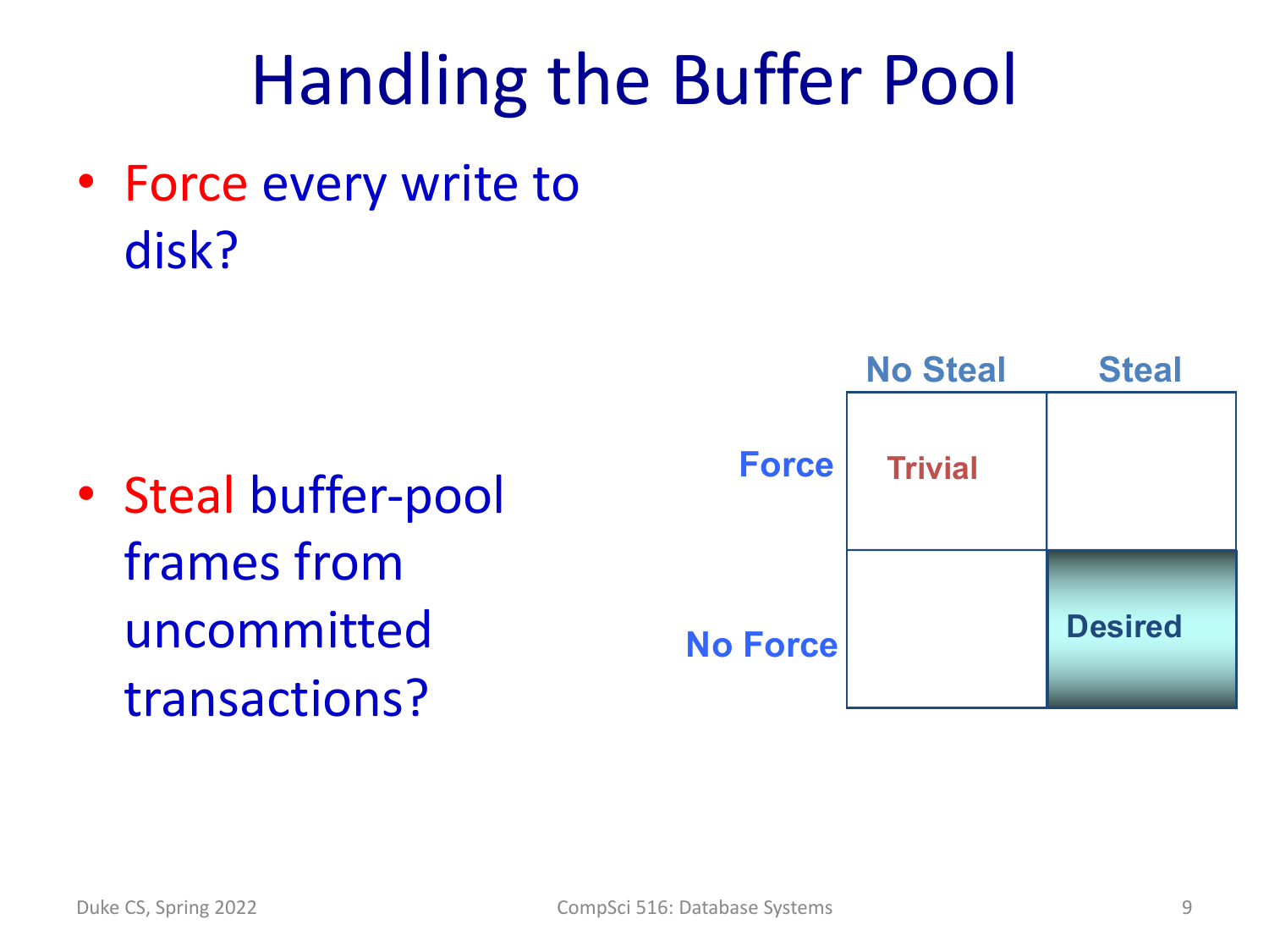# Handling the Buffer Pool

- Force every write to disk?

- Steal buffer-pool frames from uncommitted transactions?

| | No Steal | Steal |
|---|---|---|
| Force | Trivial | |
| No Force | | Desired |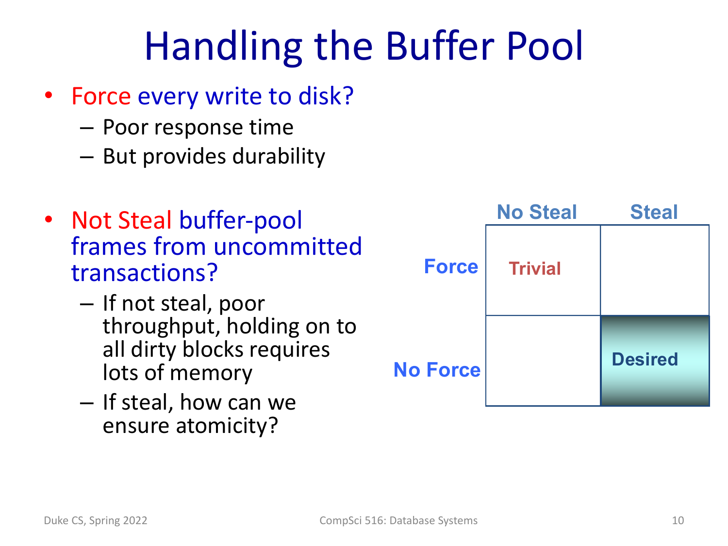# Handling the Buffer Pool

- Force every write to disk?
  - Poor response time
  - But provides durability

- Not Steal buffer-pool frames from uncommitted transactions?
  - If not steal, poor throughput, holding on to all dirty blocks requires lots of memory
  - If steal, how can we ensure atomicity?

| | No Steal | Steal |
|---|---|---|
| **Force** | Trivial | |
| **No Force** | | Desired |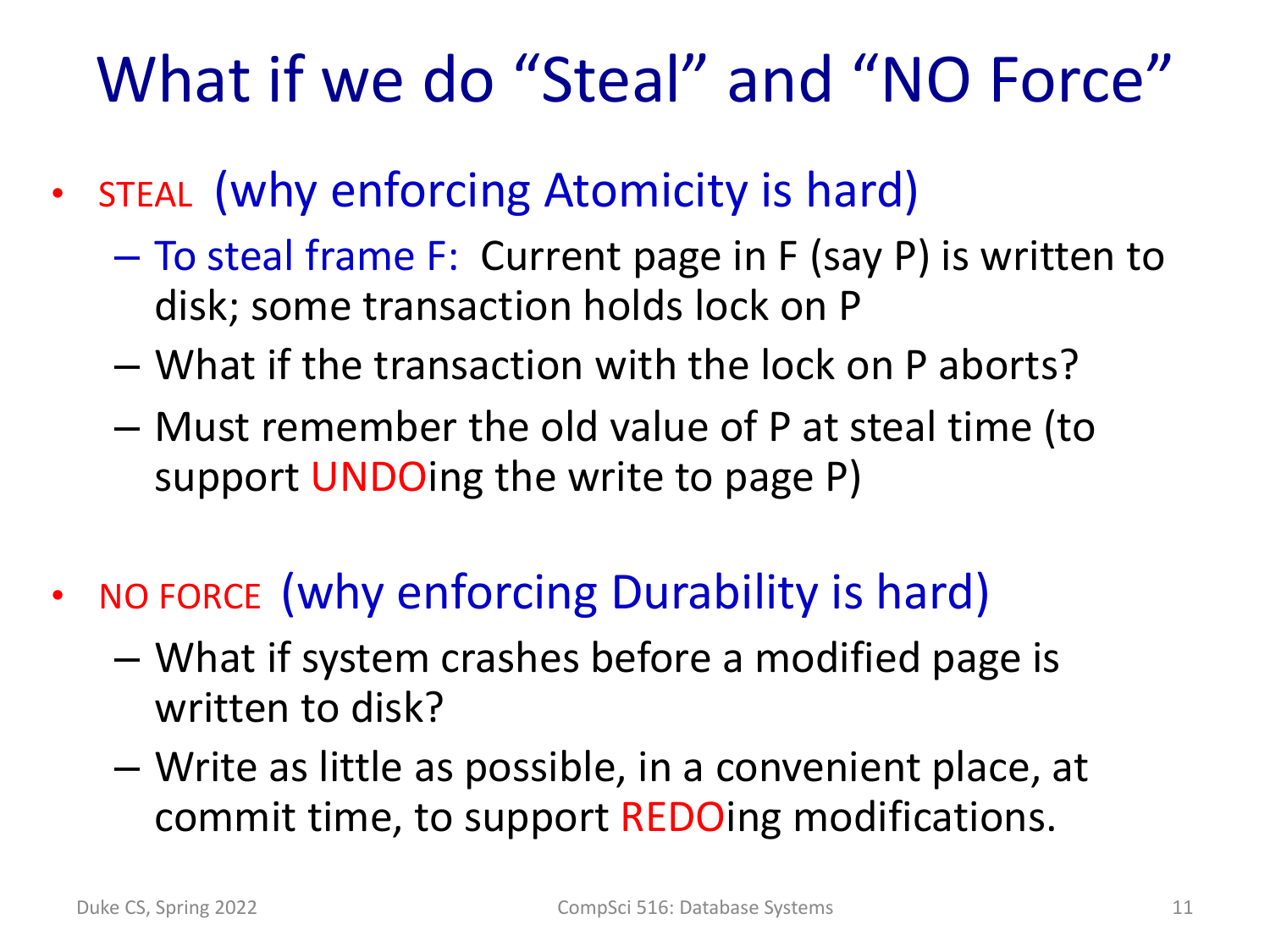# What if we do "Steal" and "NO Force"

- STEAL (why enforcing Atomicity is hard)
  - To steal frame F: Current page in F (say P) is written to disk; some transaction holds lock on P
  - What if the transaction with the lock on P aborts?
  - Must remember the old value of P at steal time (to support UNDOing the write to page P)

- NO FORCE (why enforcing Durability is hard)
  - What if system crashes before a modified page is written to disk?
  - Write as little as possible, in a convenient place, at commit time, to support REDOing modifications.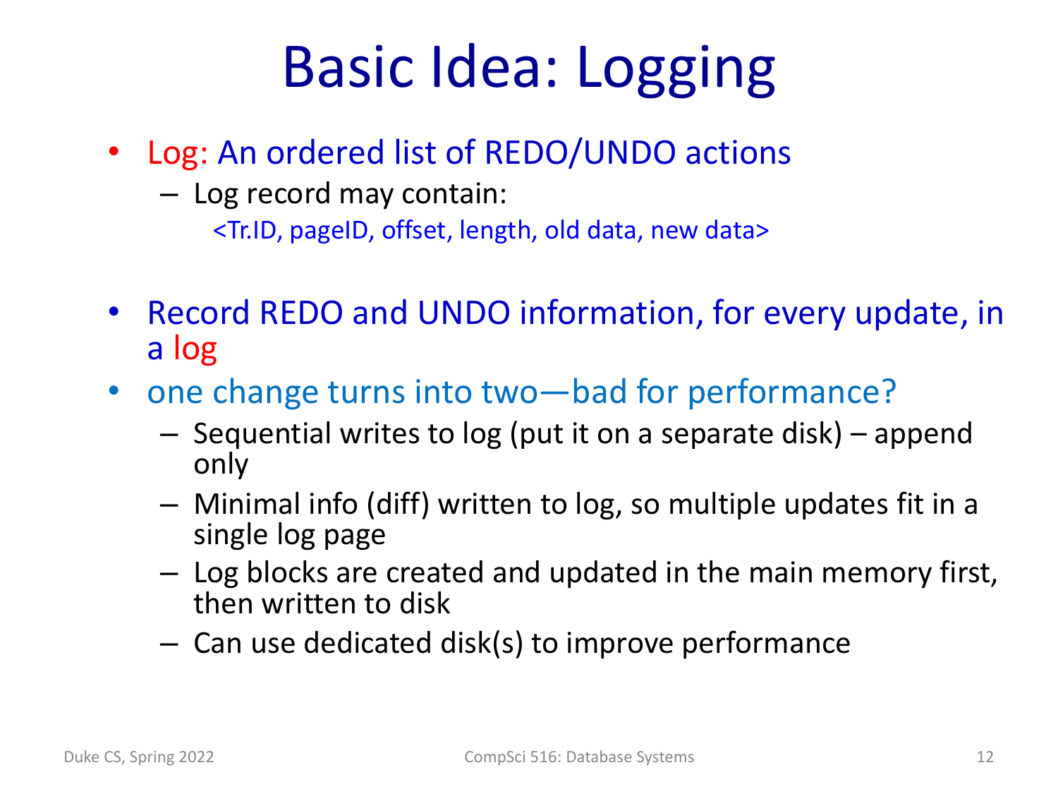# Basic Idea: Logging

- Log: An ordered list of REDO/UNDO actions
  - Log record may contain:

    <Tr.ID, pageID, offset, length, old data, new data>

- Record REDO and UNDO information, for every update, in a log
- one change turns into two—bad for performance?
  - Sequential writes to log (put it on a separate disk) – append only
  - Minimal info (diff) written to log, so multiple updates fit in a single log page
  - Log blocks are created and updated in the main memory first, then written to disk
  - Can use dedicated disk(s) to improve performance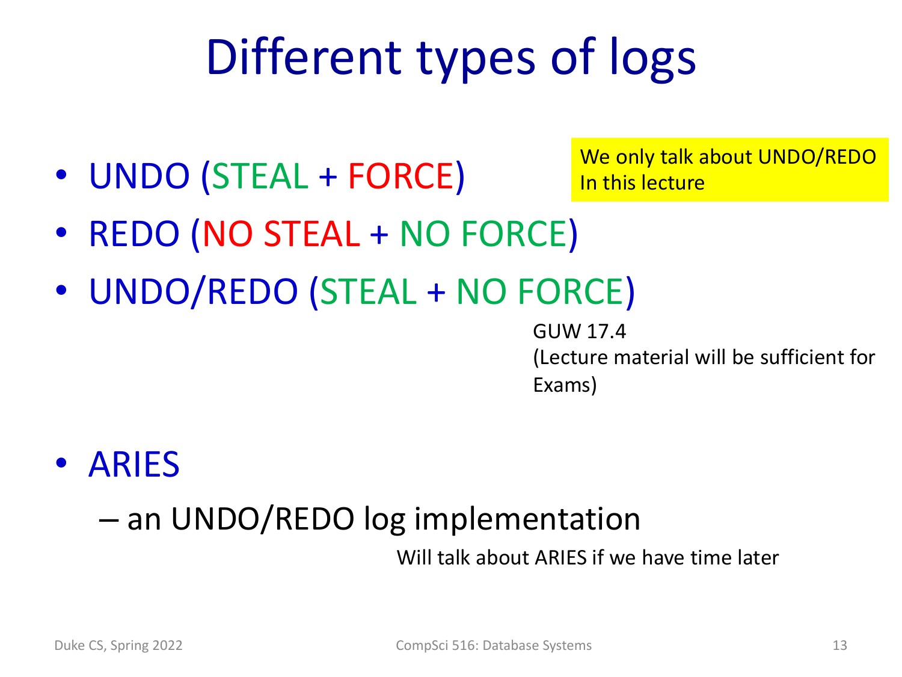# Different types of logs

- UNDO (STEAL + FORCE)
- REDO (NO STEAL + NO FORCE)
- UNDO/REDO (STEAL + NO FORCE)

We only talk about UNDO/REDO In this lecture

GUW 17.4
(Lecture material will be sufficient for Exams)

- ARIES
  - an UNDO/REDO log implementation

Will talk about ARIES if we have time later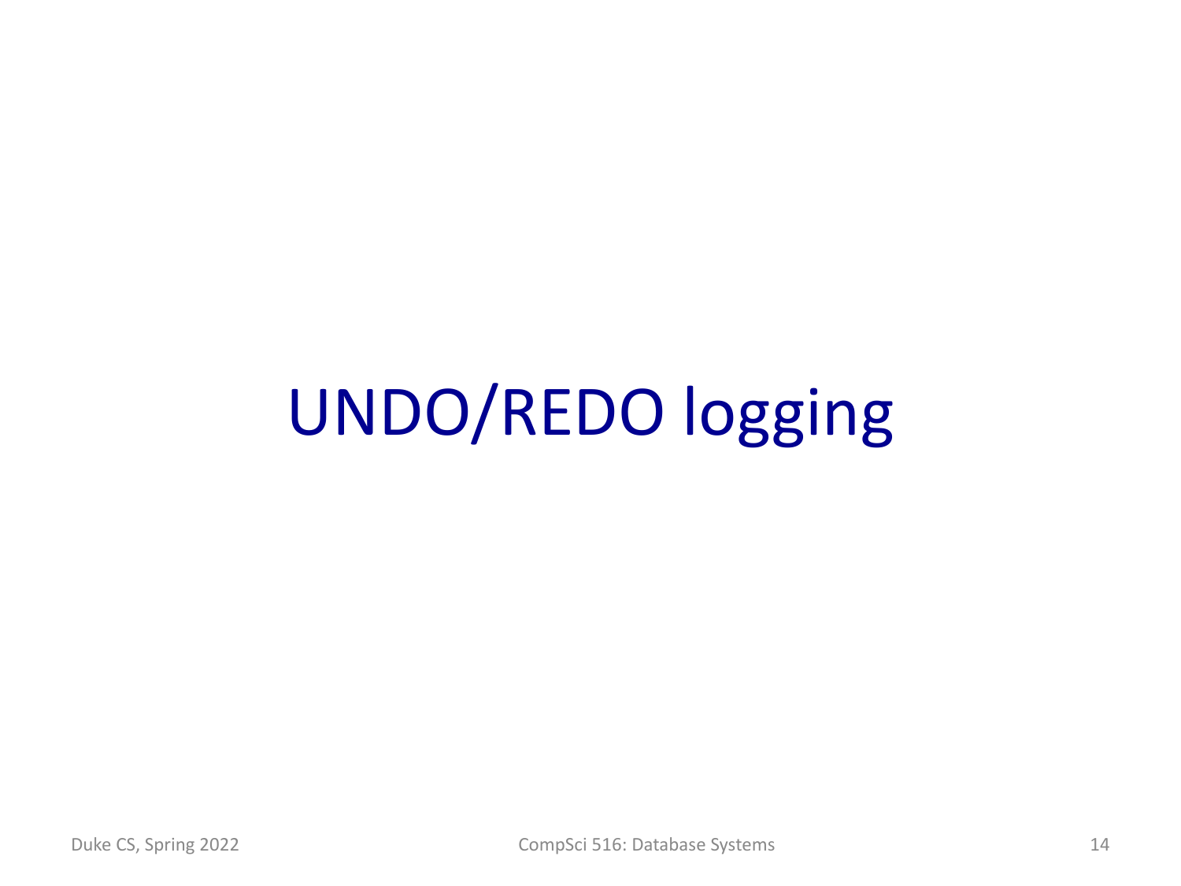# UNDO/REDO logging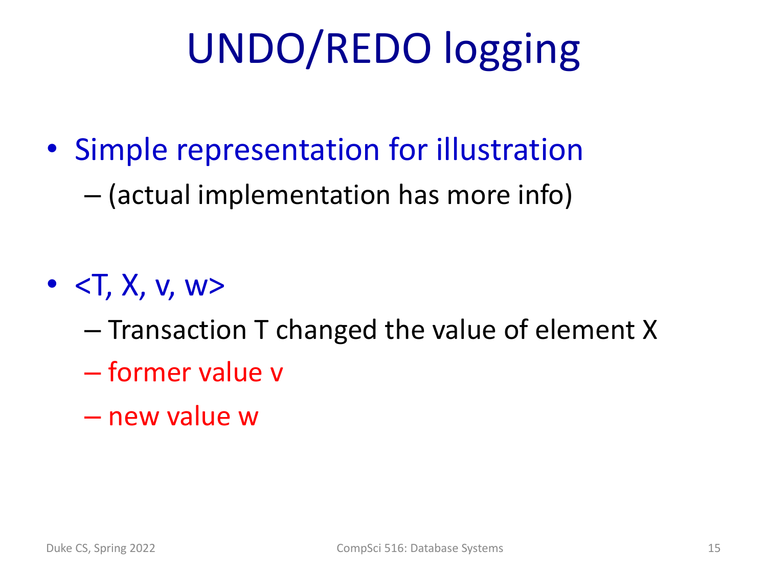# UNDO/REDO logging

- Simple representation for illustration
  - (actual implementation has more info)

- <T, X, v, w>
  - Transaction T changed the value of element X
  - former value v
  - new value w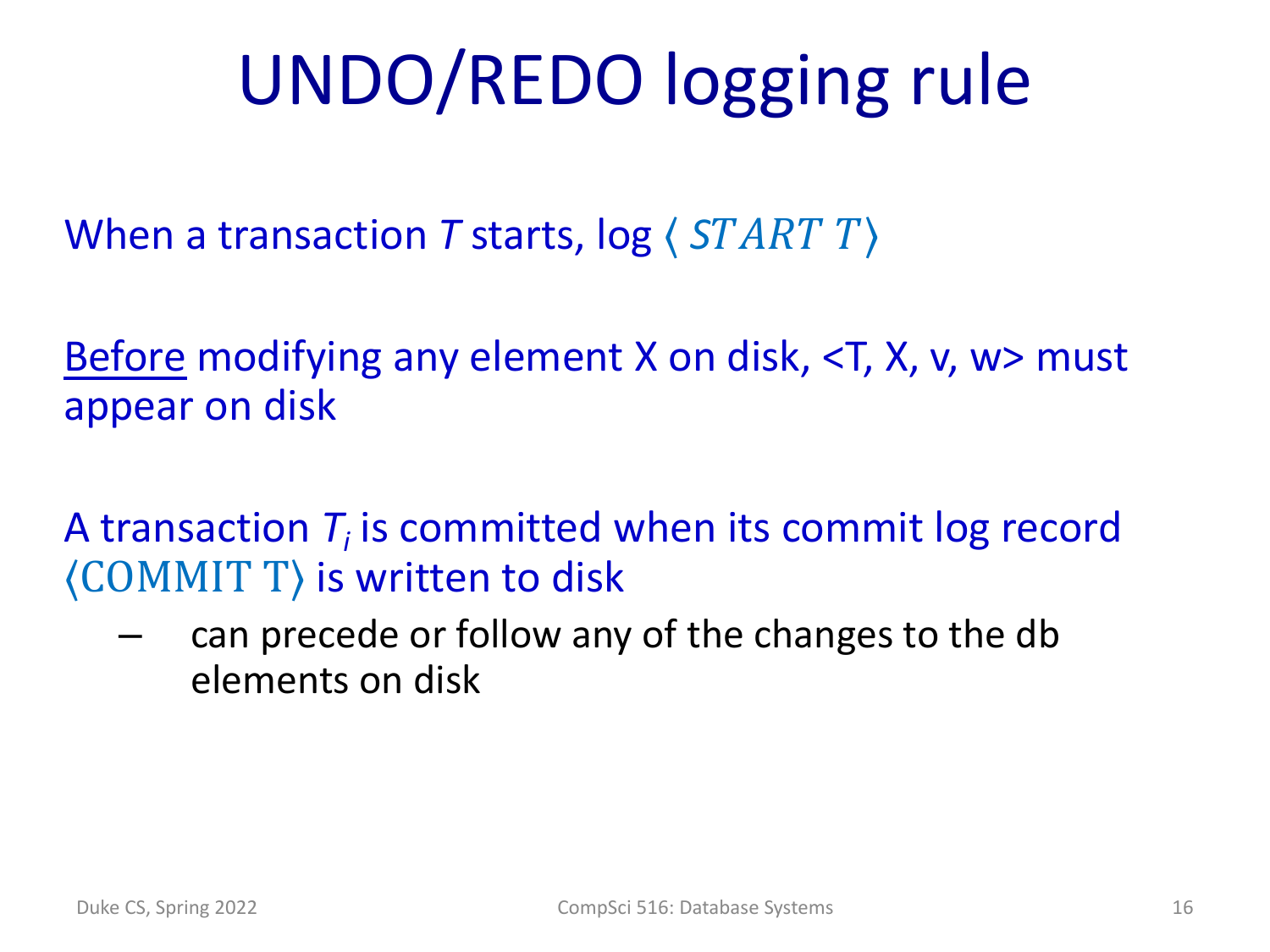# UNDO/REDO logging rule

When a transaction *T* starts, log $\langle START\ T \rangle$

<u>Before</u> modifying any element X on disk, <T, X, v, w> must appear on disk

A transaction $T_i$ is committed when its commit log record $\langle \text{COMMIT T} \rangle$ is written to disk

– can precede or follow any of the changes to the db elements on disk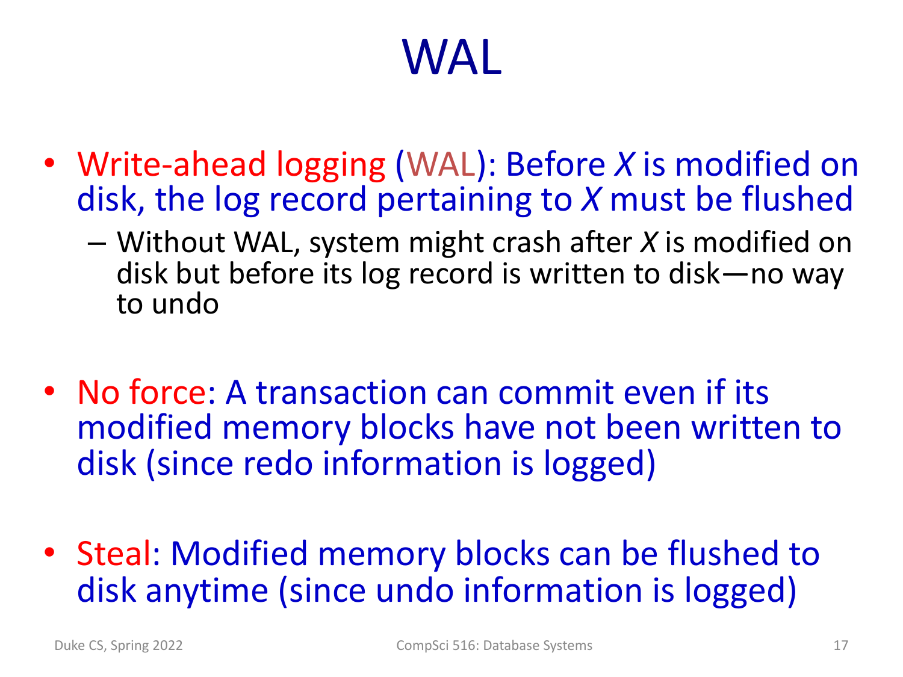# WAL

- Write-ahead logging (WAL): Before *X* is modified on disk, the log record pertaining to *X* must be flushed
  - Without WAL, system might crash after *X* is modified on disk but before its log record is written to disk—no way to undo
- No force: A transaction can commit even if its modified memory blocks have not been written to disk (since redo information is logged)
- Steal: Modified memory blocks can be flushed to disk anytime (since undo information is logged)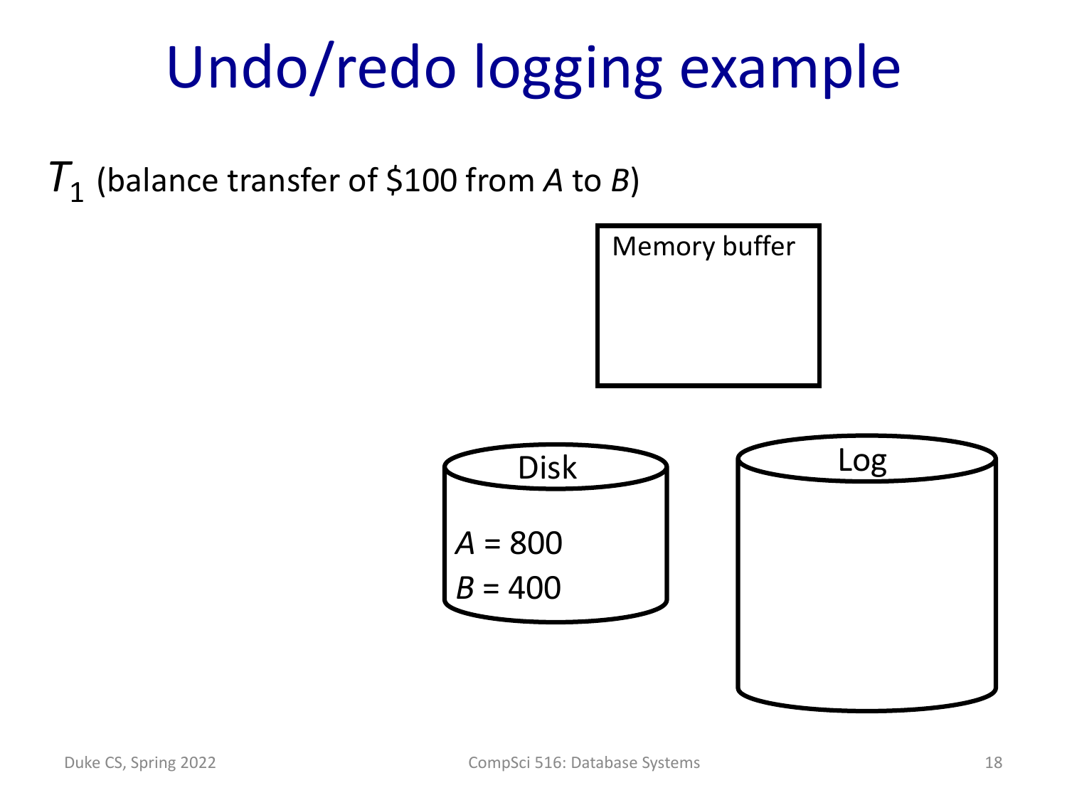# Undo/redo logging example

$T_1$ (balance transfer of \$100 from $A$ to $B$)

Memory buffer

Disk

$A$ = 800

$B$ = 400

Log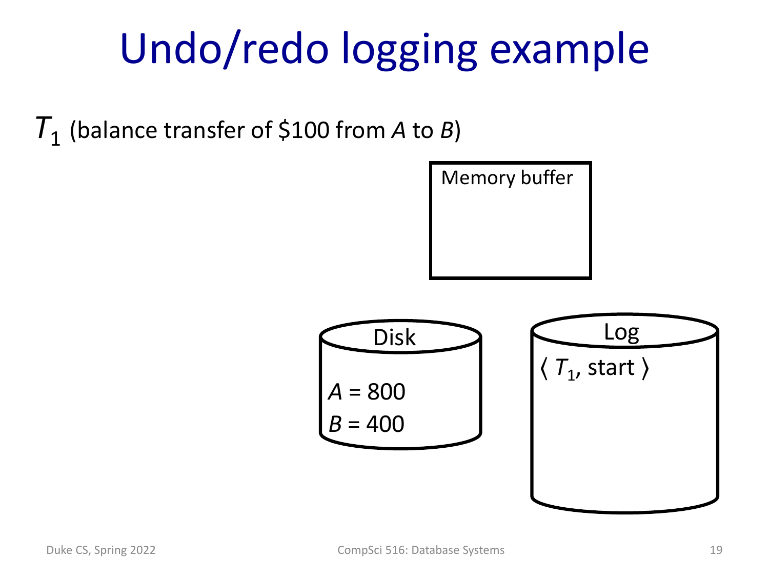# Undo/redo logging example

$T_1$ (balance transfer of $100 from $A$ to $B$)

Memory buffer

Disk

$A$ = 800

$B$ = 400

Log

$\langle T_1$, start $\rangle$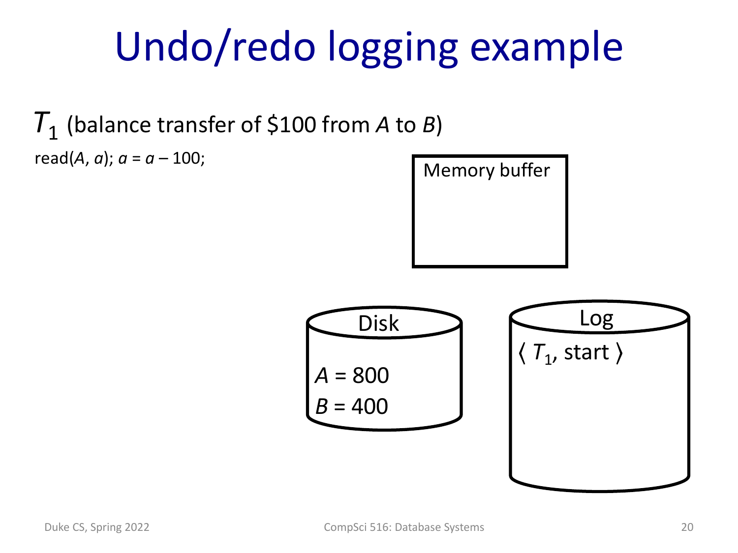# Undo/redo logging example

$T_1$ (balance transfer of \$100 from $A$ to $B$)

read($A$, $a$); $a = a - 100$;

Memory buffer

Disk

$A = 800$

$B = 400$

Log

$\langle T_1, \text{start} \rangle$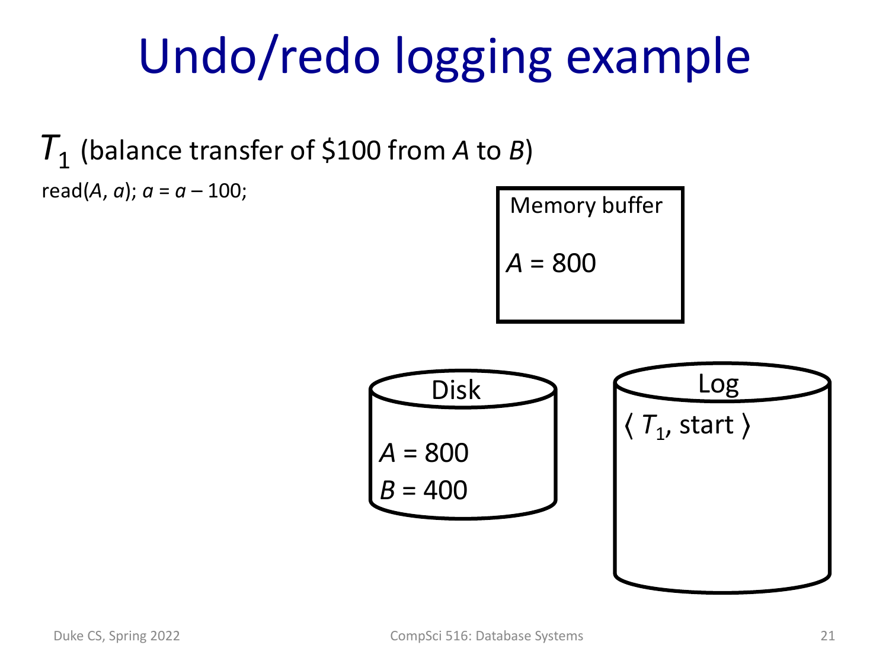# Undo/redo logging example

$T_1$ (balance transfer of \$100 from $A$ to $B$)

read($A$, $a$); $a = a - 100$;

Memory buffer

$A = 800$

Disk

$A = 800$

$B = 400$

Log

$\langle T_1, \text{start} \rangle$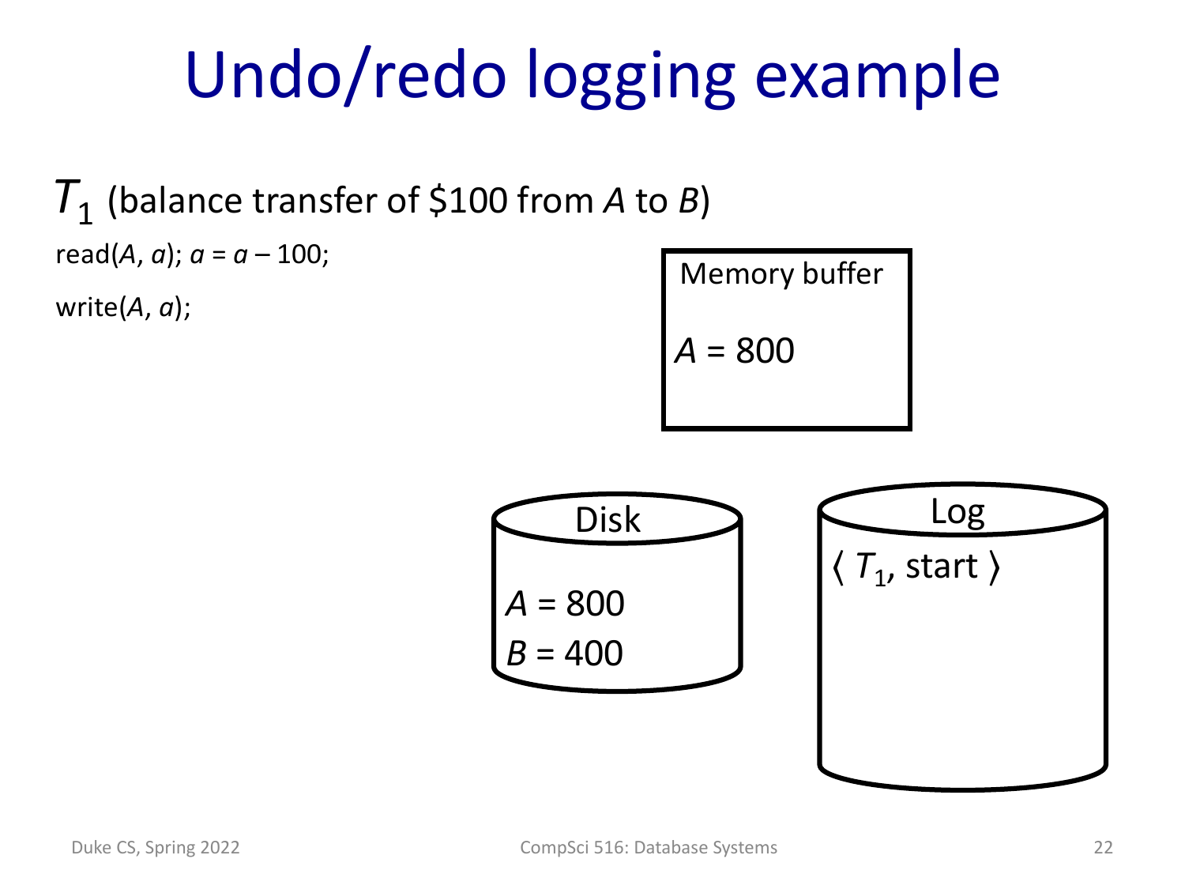# Undo/redo logging example

$T_1$ (balance transfer of $100 from $A$ to $B$)

read($A$, $a$); $a = a - 100$;

write($A$, $a$);

Memory buffer

$A = 800$

Disk

$A = 800$

$B = 400$

Log

$\langle T_1$, start $\rangle$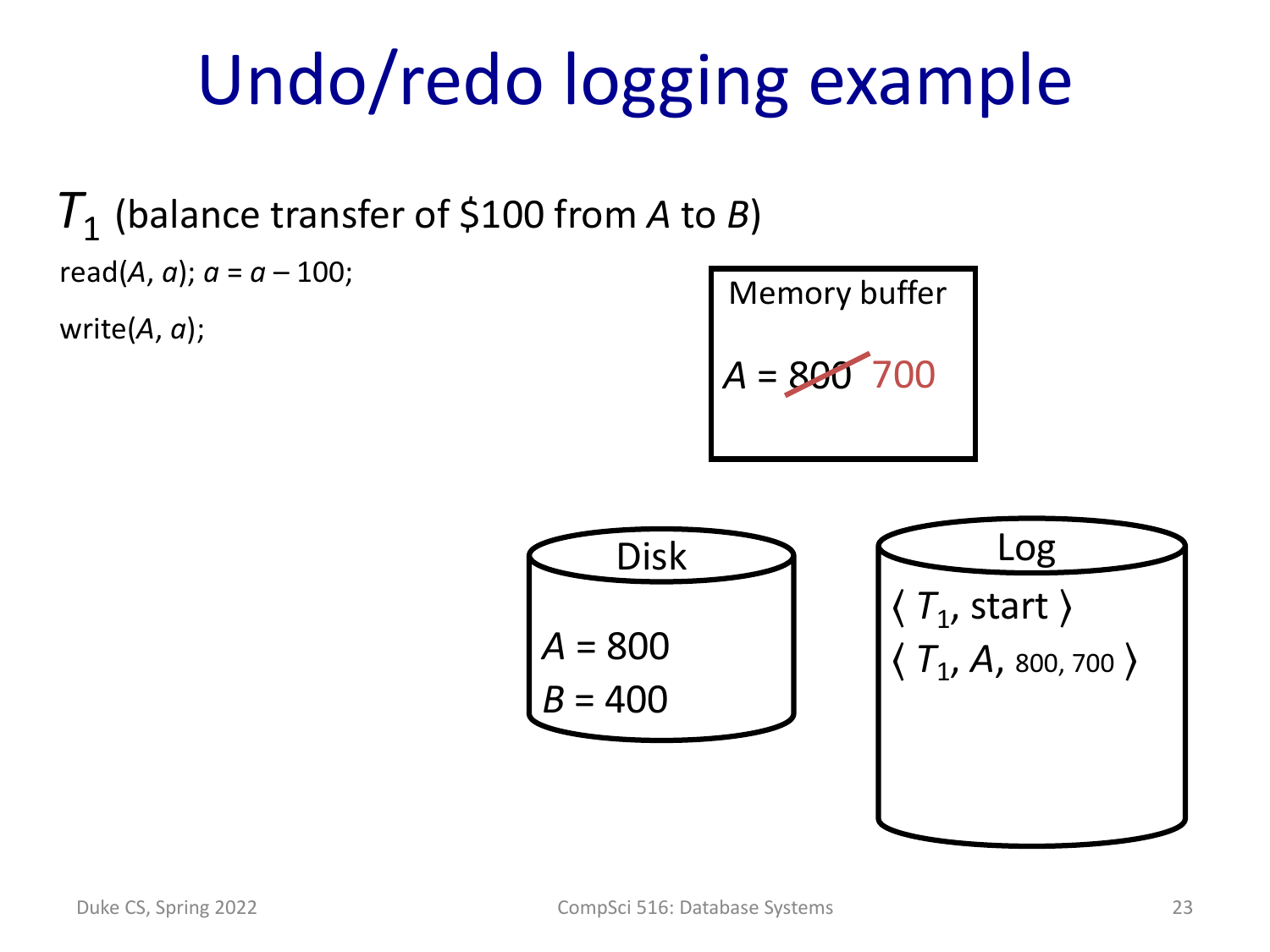# Undo/redo logging example

$T_1$ (balance transfer of \$100 from $A$ to $B$)

read($A$, $a$); $a = a - 100$;

write($A$, $a$);

Memory buffer

$A$ = ~~800~~ 700

Disk

$A = 800$

$B = 400$

Log

$\langle T_1, \text{start} \rangle$

$\langle T_1, A, 800, 700 \rangle$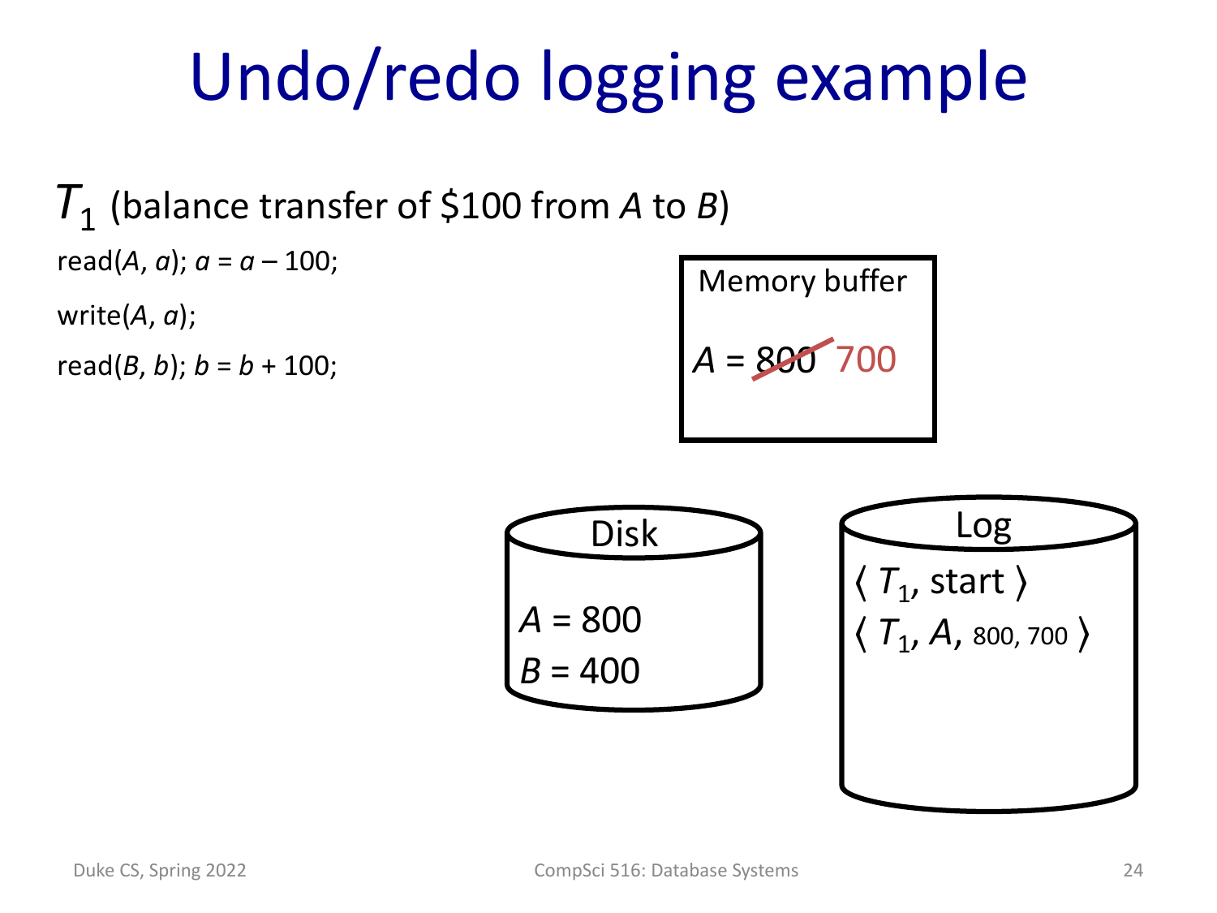# Undo/redo logging example

$T_1$ (balance transfer of \$100 from $A$ to $B$)

read($A$, $a$); $a = a - 100$;

write($A$, $a$);

read($B$, $b$); $b = b + 100$;

Memory buffer

$A$ = ~~800~~ 700

Disk

$A = 800$

$B = 400$

Log

⟨ $T_1$, start ⟩

⟨ $T_1$, $A$, 800, 700 ⟩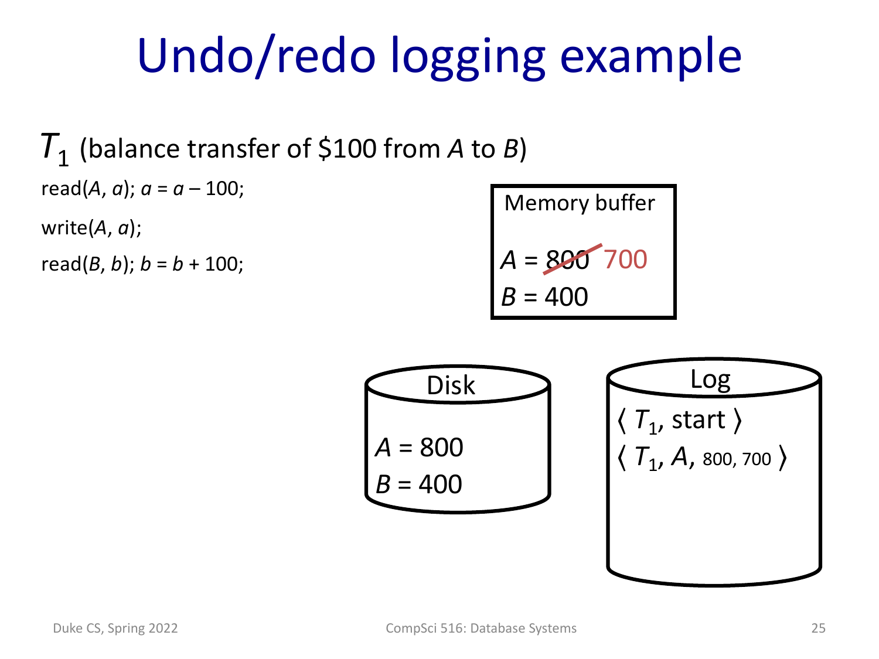# Undo/redo logging example

$T_1$ (balance transfer of $100 from $A$ to $B$)

read($A$, $a$); $a = a - 100$;

write($A$, $a$);

read($B$, $b$); $b = b + 100$;

Memory buffer

$A$ = ~~800~~ 700

$B$ = 400

Disk

$A$ = 800

$B$ = 400

Log

⟨ $T_1$, start ⟩

⟨ $T_1$, $A$, 800, 700 ⟩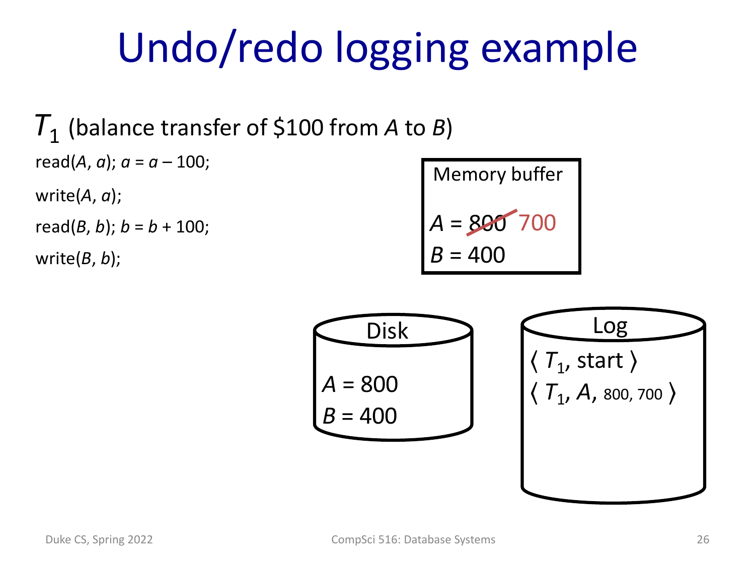# Undo/redo logging example

$T_1$ (balance transfer of \$100 from $A$ to $B$)

read($A$, $a$); $a = a - 100$;

write($A$, $a$);

read($B$, $b$); $b = b + 100$;

write($B$, $b$);

Memory buffer

$A$ = ~~800~~ 700

$B$ = 400

Disk

$A$ = 800

$B$ = 400

Log

⟨ $T_1$, start ⟩

⟨ $T_1$, $A$, 800, 700 ⟩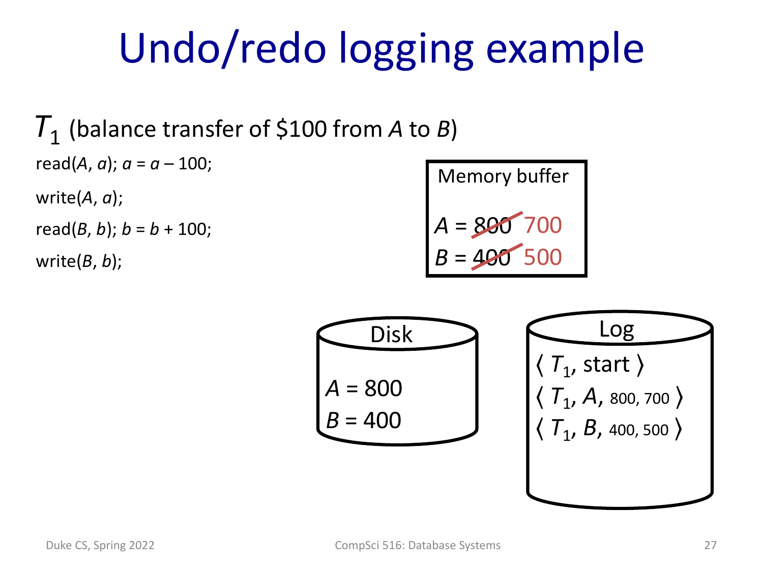# Undo/redo logging example

$T_1$ (balance transfer of \$100 from $A$ to $B$)

```
read(A, a); a = a – 100;
write(A, a);
read(B, b); b = b + 100;
write(B, b);
```

Memory buffer

$A$ = ~~800~~ 700

$B$ = ~~400~~ 500

Disk

$A$ = 800

$B$ = 400

Log

⟨ $T_1$, start ⟩

⟨ $T_1$, $A$, 800, 700 ⟩

⟨ $T_1$, $B$, 400, 500 ⟩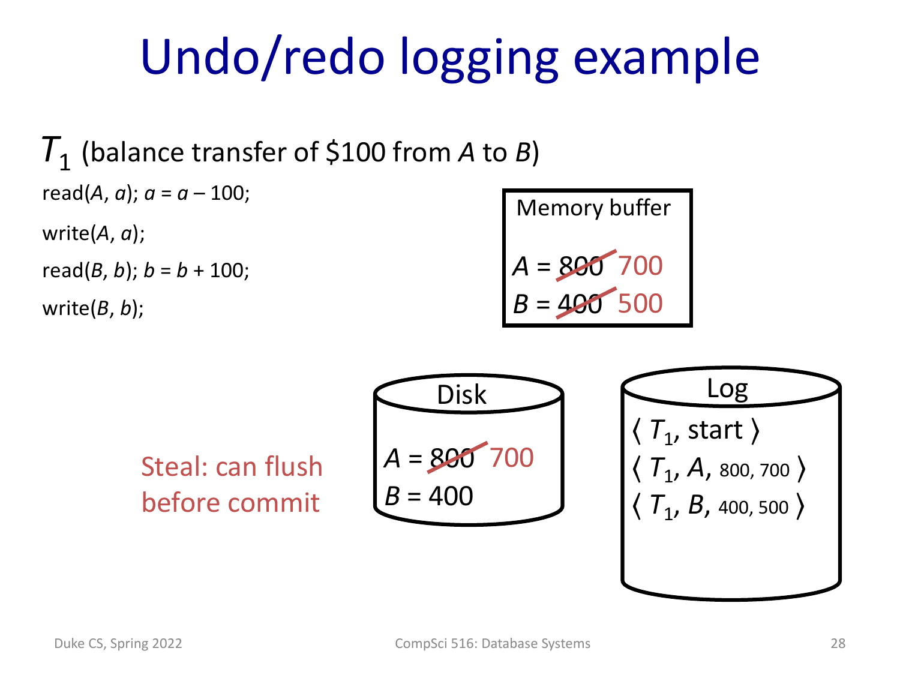# Undo/redo logging example

$T_1$ (balance transfer of \$100 from $A$ to $B$)

read($A$, $a$); $a = a - 100$;

write($A$, $a$);

read($B$, $b$); $b = b + 100$;

write($B$, $b$);

Memory buffer

$A$ = ~~800~~ 700

$B$ = ~~400~~ 500

Steal: can flush before commit

Disk

$A$ = ~~800~~ 700

$B$ = 400

Log

⟨ $T_1$, start ⟩

⟨ $T_1$, $A$, 800, 700 ⟩

⟨ $T_1$, $B$, 400, 500 ⟩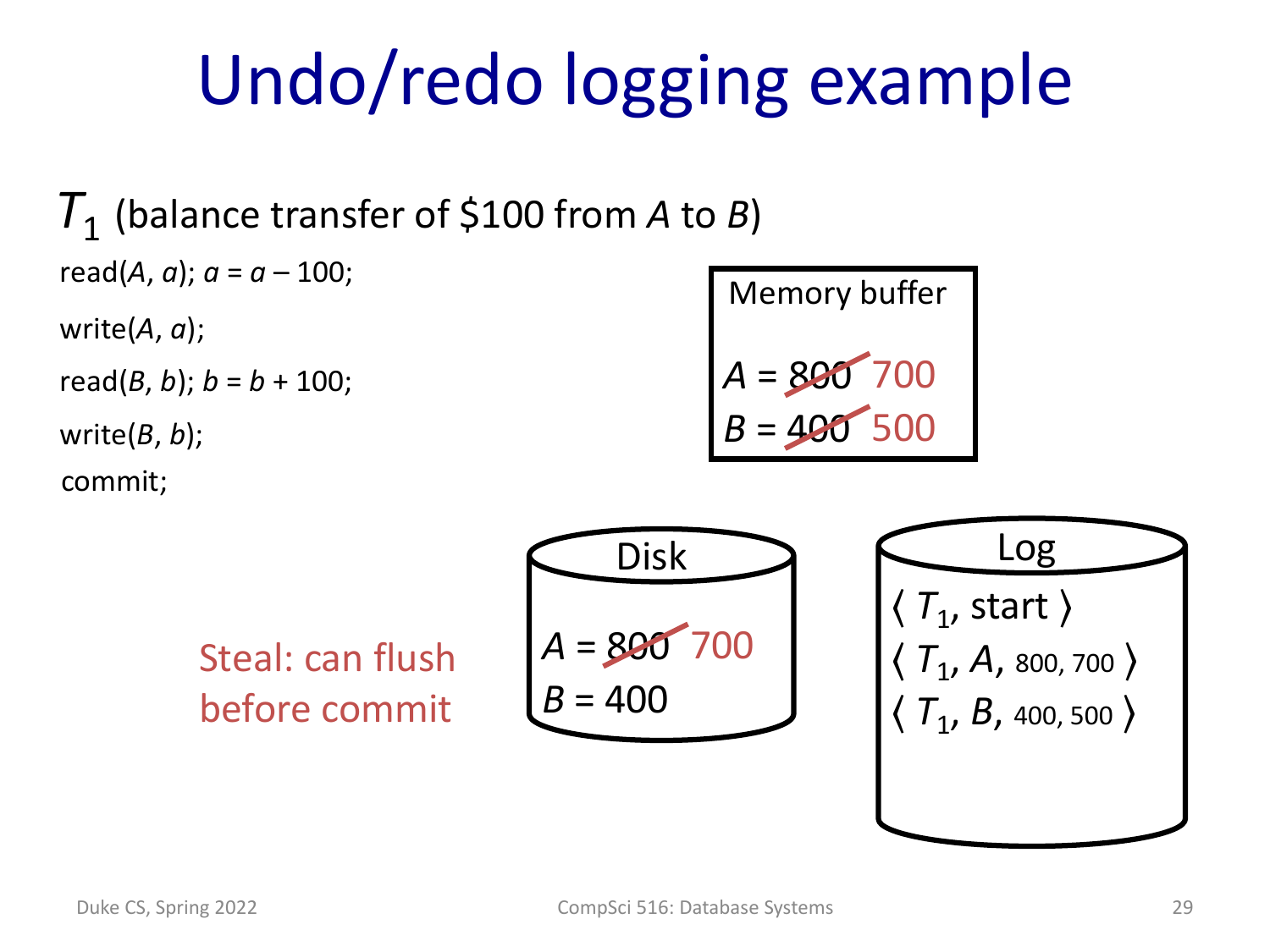# Undo/redo logging example

$T_1$ (balance transfer of \$100 from $A$ to $B$)

read($A$, $a$); $a = a - 100$;

write($A$, $a$);

read($B$, $b$); $b = b + 100$;

write($B$, $b$);

commit;

Memory buffer

$A$ = ~~800~~ 700

$B$ = ~~400~~ 500

Steal: can flush before commit

Disk

$A$ = ~~800~~ 700

$B$ = 400

Log

⟨ $T_1$, start ⟩

⟨ $T_1$, $A$, 800, 700 ⟩

⟨ $T_1$, $B$, 400, 500 ⟩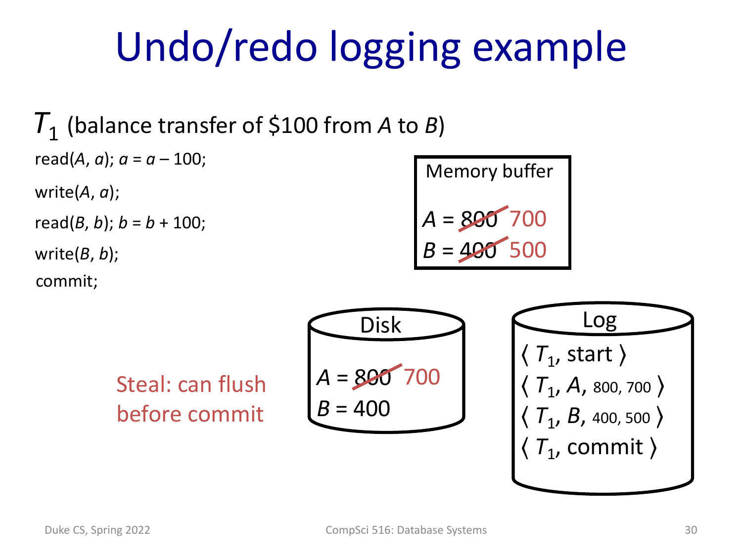# Undo/redo logging example

$T_1$ (balance transfer of \$100 from $A$ to $B$)

read($A$, $a$); $a = a - 100$;

write($A$, $a$);

read($B$, $b$); $b = b + 100$;

write($B$, $b$);

commit;

Memory buffer

$A$ = ~~800~~ 700

$B$ = ~~400~~ 500

Steal: can flush before commit

Disk

$A$ = ~~800~~ 700

$B$ = 400

Log

⟨ $T_1$, start ⟩

⟨ $T_1$, $A$, 800, 700 ⟩

⟨ $T_1$, $B$, 400, 500 ⟩

⟨ $T_1$, commit ⟩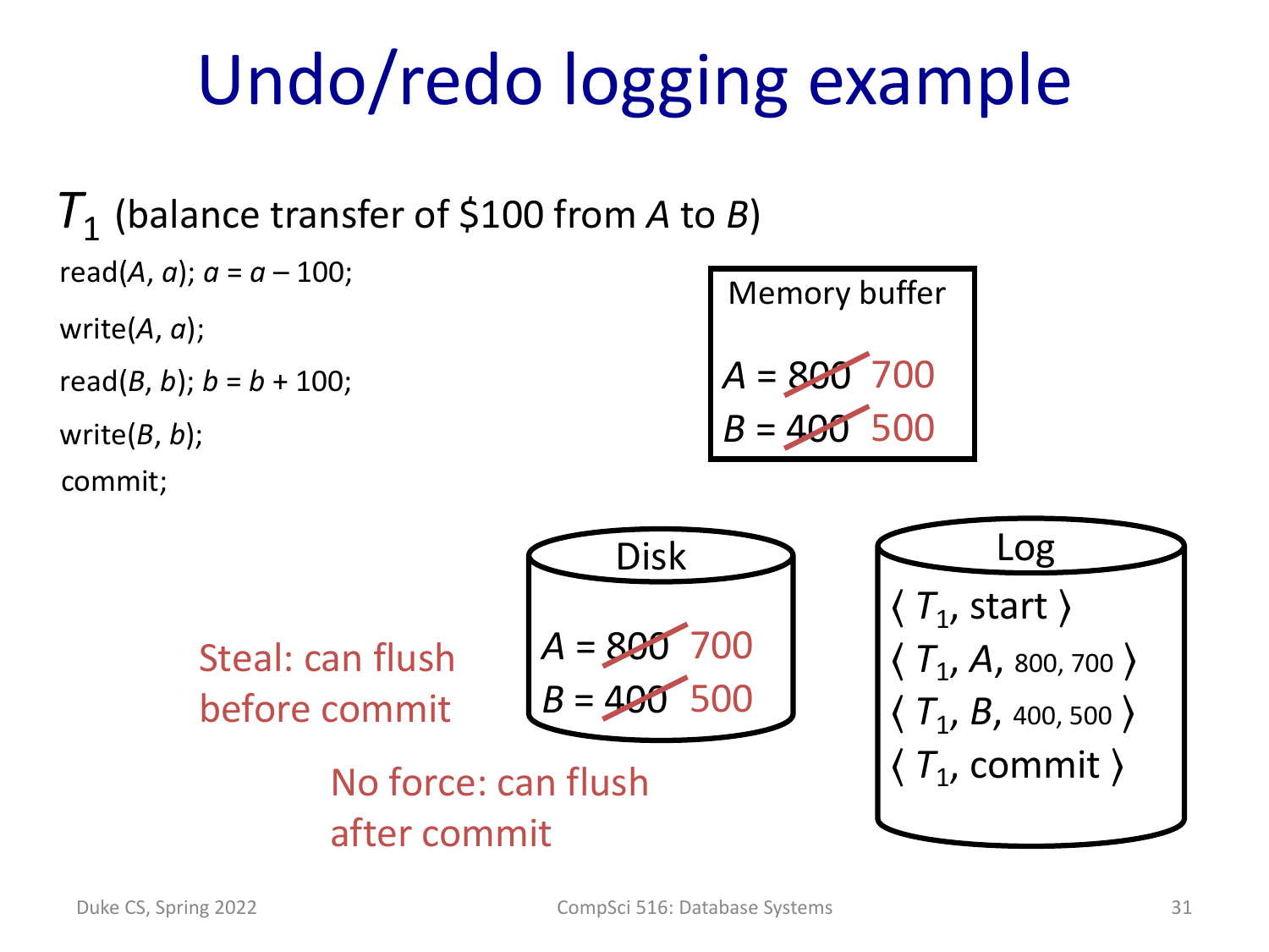# Undo/redo logging example

$T_1$ (balance transfer of \$100 from $A$ to $B$)

```
read(A, a); a = a – 100;
write(A, a);
read(B, b); b = b + 100;
write(B, b);
commit;
```

**Memory buffer**

$A$ = ~~800~~ 700

$B$ = ~~400~~ 500

**Disk**

$A$ = ~~800~~ 700

$B$ = ~~400~~ 500

**Log**

⟨ $T_1$, start ⟩

⟨ $T_1$, $A$, 800, 700 ⟩

⟨ $T_1$, $B$, 400, 500 ⟩

⟨ $T_1$, commit ⟩

Steal: can flush before commit

No force: can flush after commit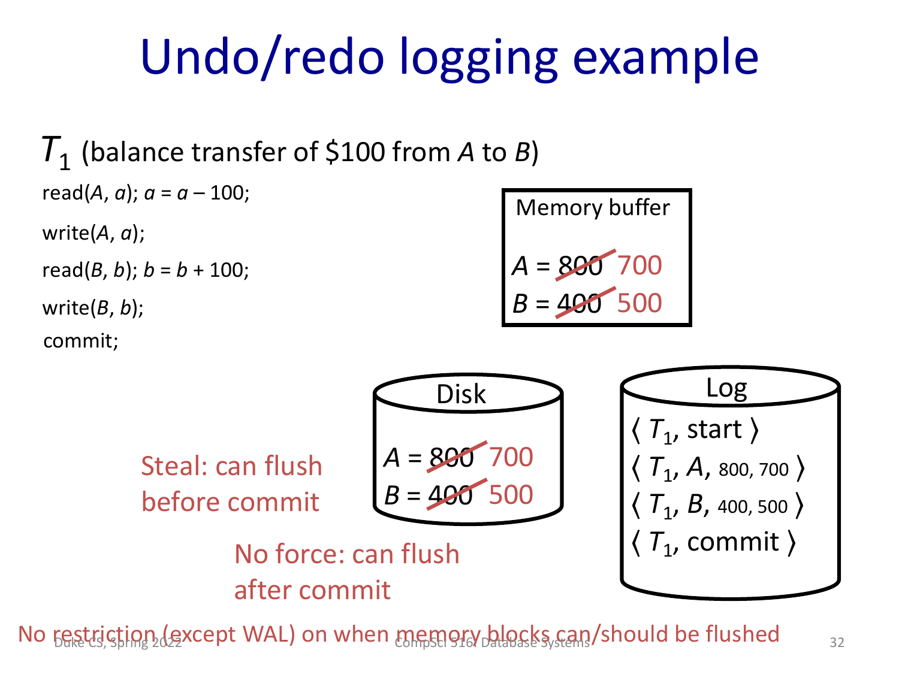# Undo/redo logging example

$T_1$ (balance transfer of \$100 from $A$ to $B$)

```
read(A, a); a = a – 100;
write(A, a);
read(B, b); b = b + 100;
write(B, b);
commit;
```

Memory buffer

$A$ = ~~800~~ 700

$B$ = ~~400~~ 500

Disk

$A$ = ~~800~~ 700

$B$ = ~~400~~ 500

Log

⟨ $T_1$, start ⟩

⟨ $T_1$, $A$, 800, 700 ⟩

⟨ $T_1$, $B$, 400, 500 ⟩

⟨ $T_1$, commit ⟩

Steal: can flush before commit

No force: can flush after commit

No restriction (except WAL) on when memory blocks can/should be flushed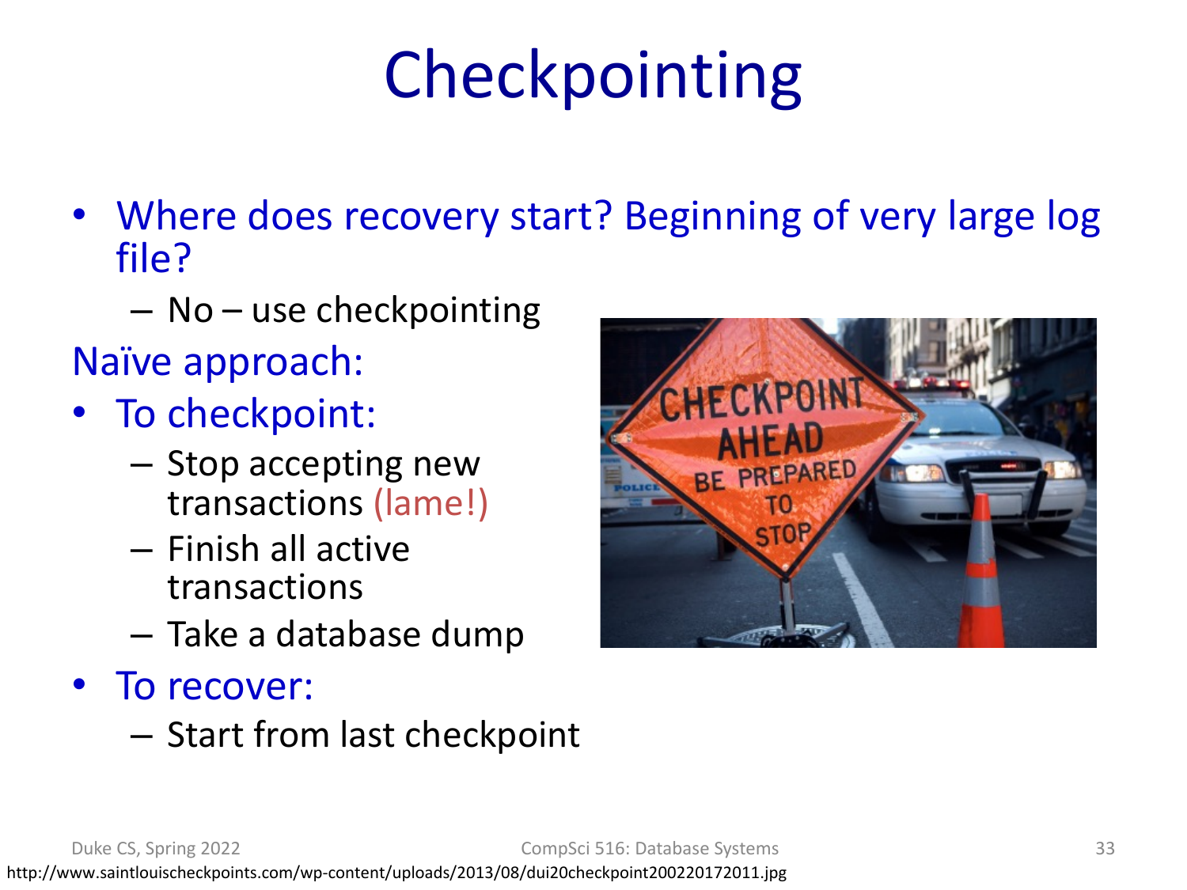# Checkpointing

- Where does recovery start? Beginning of very large log file?
  - No – use checkpointing

Naïve approach:

- To checkpoint:
  - Stop accepting new transactions (lame!)
  - Finish all active transactions
  - Take a database dump
- To recover:
  - Start from last checkpoint

http://www.saintlouischeckpoints.com/wp-content/uploads/2013/08/dui20checkpoint200220172011.jpg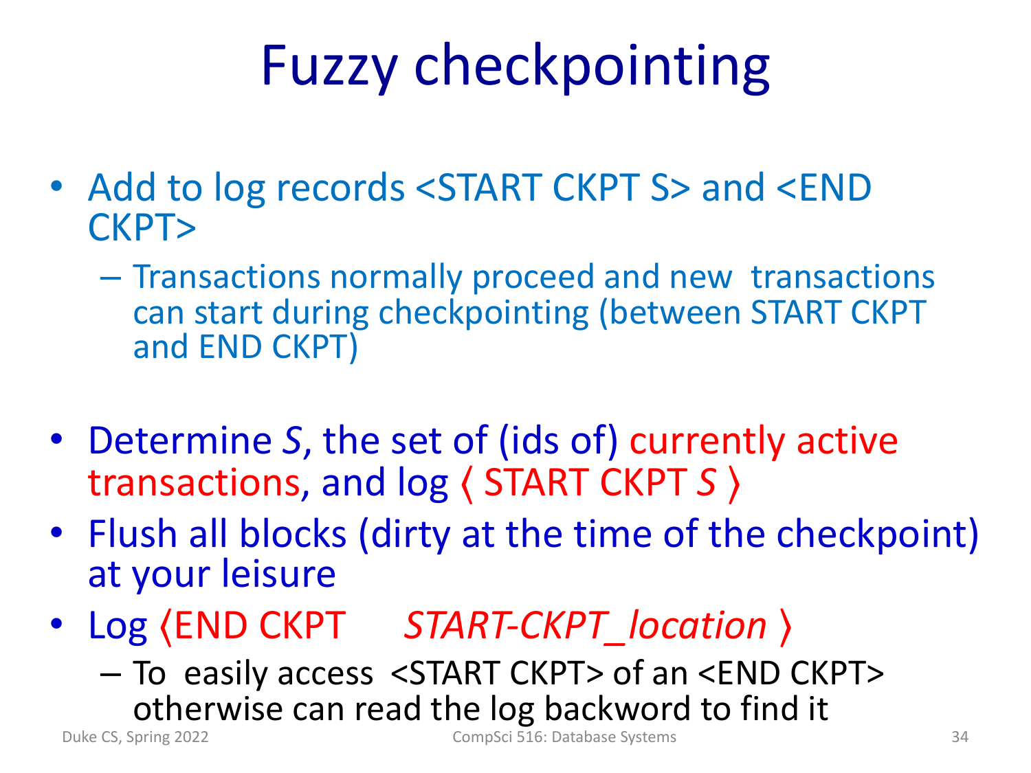# Fuzzy checkpointing

- Add to log records <START CKPT S> and <END CKPT>
  - Transactions normally proceed and new transactions can start during checkpointing (between START CKPT and END CKPT)

- Determine *S*, the set of (ids of) currently active transactions, and log ⟨ START CKPT *S* ⟩
- Flush all blocks (dirty at the time of the checkpoint) at your leisure
- Log ⟨END CKPT *START-CKPT_location* ⟩
  - To easily access <START CKPT> of an <END CKPT> otherwise can read the log backword to find it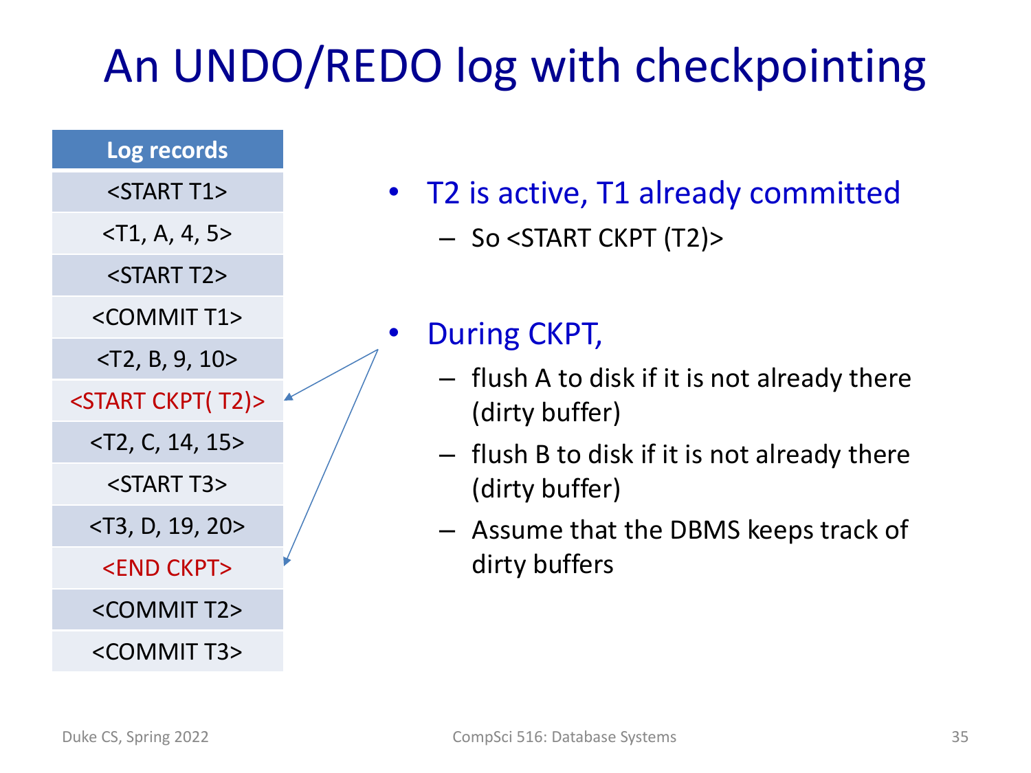# An UNDO/REDO log with checkpointing

| Log records |
|---|
| <START T1> |
| <T1, A, 4, 5> |
| <START T2> |
| <COMMIT T1> |
| <T2, B, 9, 10> |
| <START CKPT( T2)> |
| <T2, C, 14, 15> |
| <START T3> |
| <T3, D, 19, 20> |
| <END CKPT> |
| <COMMIT T2> |
| <COMMIT T3> |

- T2 is active, T1 already committed
  - So <START CKPT (T2)>
- During CKPT,
  - flush A to disk if it is not already there (dirty buffer)
  - flush B to disk if it is not already there (dirty buffer)
  - Assume that the DBMS keeps track of dirty buffers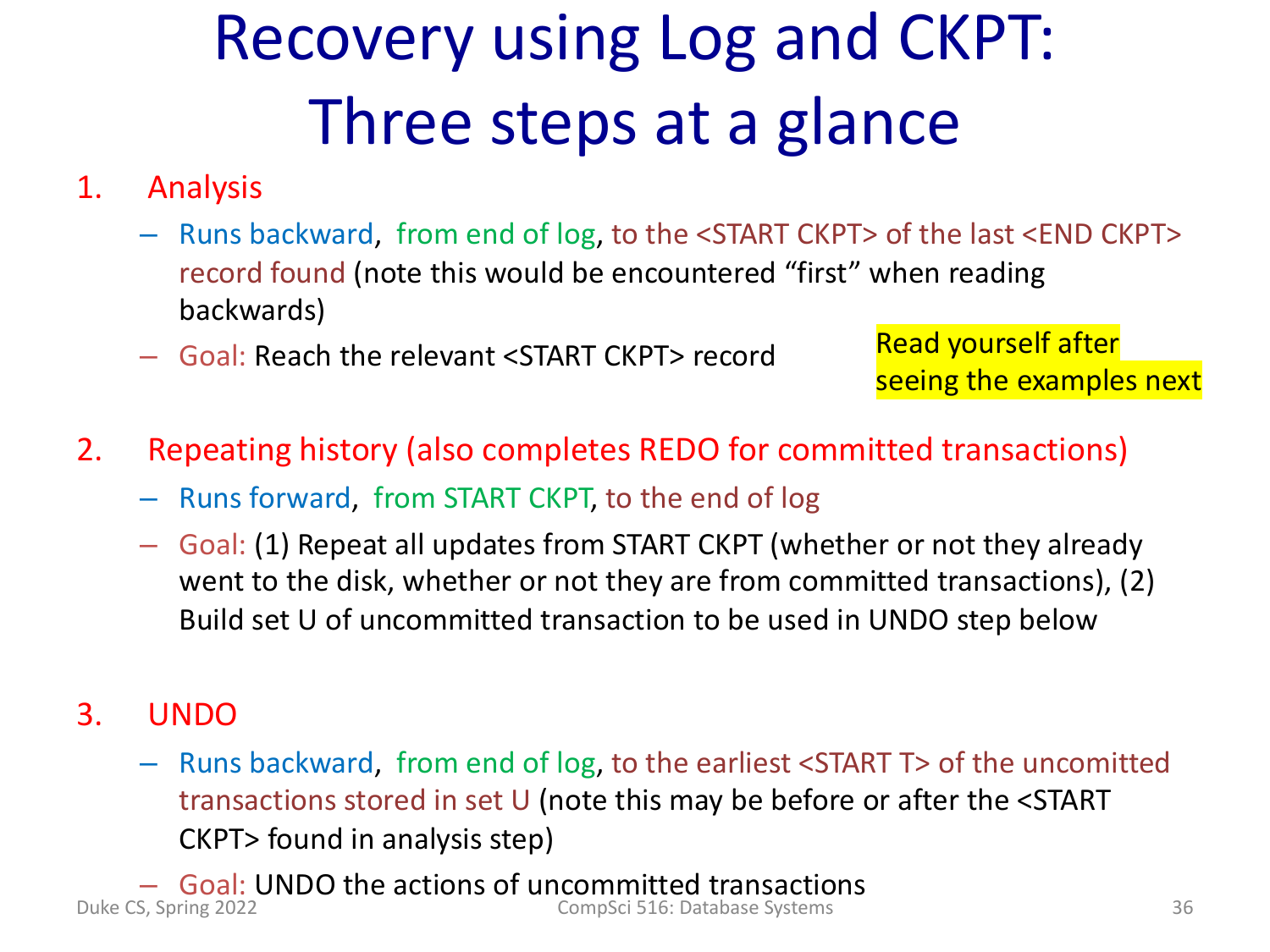# Recovery using Log and CKPT: Three steps at a glance

1. Analysis
   - Runs backward, from end of log, to the <START CKPT> of the last <END CKPT> record found (note this would be encountered "first" when reading backwards)
   - Goal: Reach the relevant <START CKPT> record

Read yourself after seeing the examples next

2. Repeating history (also completes REDO for committed transactions)
   - Runs forward, from START CKPT, to the end of log
   - Goal: (1) Repeat all updates from START CKPT (whether or not they already went to the disk, whether or not they are from committed transactions), (2) Build set U of uncommitted transaction to be used in UNDO step below

3. UNDO
   - Runs backward, from end of log, to the earliest <START T> of the uncomitted transactions stored in set U (note this may be before or after the <START CKPT> found in analysis step)
   - Goal: UNDO the actions of uncommitted transactions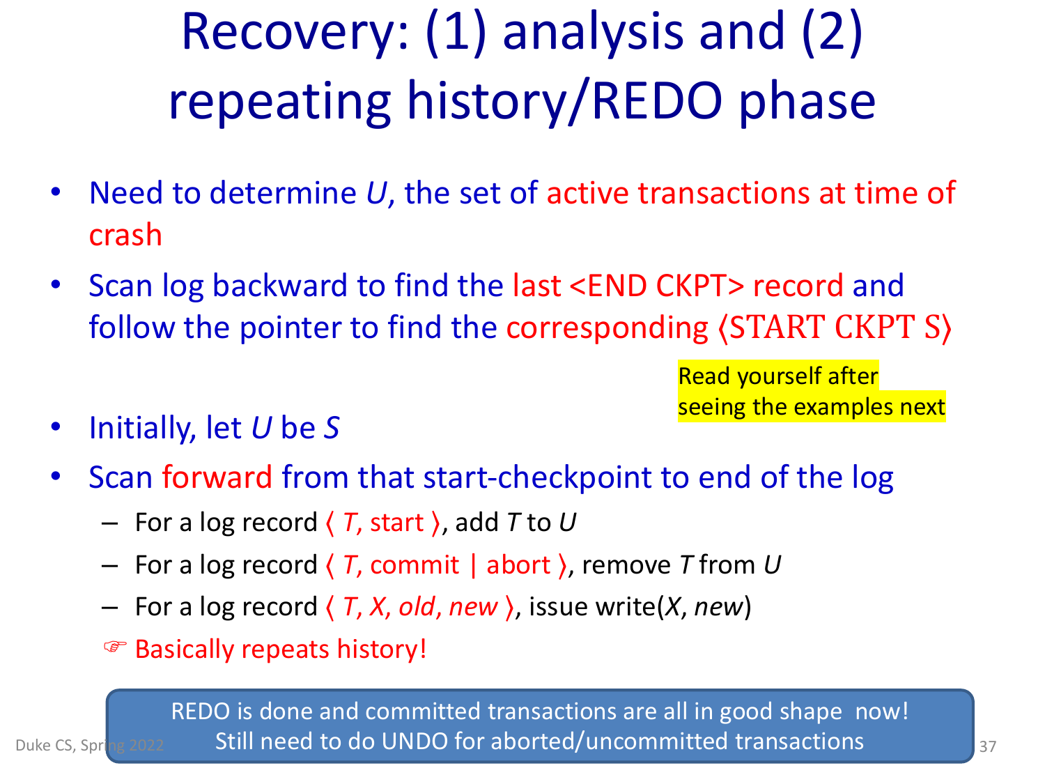# Recovery: (1) analysis and (2) repeating history/REDO phase

- Need to determine *U*, the set of active transactions at time of crash
- Scan log backward to find the last <END CKPT> record and follow the pointer to find the corresponding ⟨START CKPT S⟩

Read yourself after seeing the examples next

- Initially, let *U* be *S*
- Scan forward from that start-checkpoint to end of the log
  - For a log record ⟨ *T*, start ⟩, add *T* to *U*
  - For a log record ⟨ *T*, commit | abort ⟩, remove *T* from *U*
  - For a log record ⟨ *T*, *X*, *old*, *new* ⟩, issue write(*X*, *new*)
  - ☞ Basically repeats history!

REDO is done and committed transactions are all in good shape now!
Still need to do UNDO for aborted/uncommitted transactions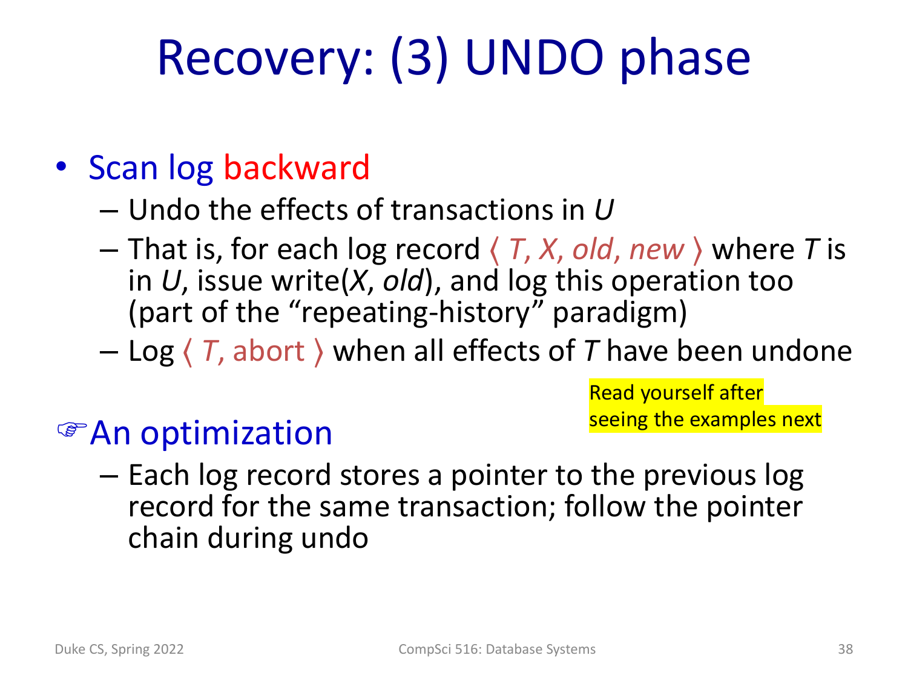# Recovery: (3) UNDO phase

- Scan log backward
  - Undo the effects of transactions in *U*
  - That is, for each log record ⟨ *T*, *X*, *old*, *new* ⟩ where *T* is in *U*, issue write(*X*, *old*), and log this operation too (part of the "repeating-history" paradigm)
  - Log ⟨ *T*, abort ⟩ when all effects of *T* have been undone

Read yourself after seeing the examples next

☞ An optimization

- Each log record stores a pointer to the previous log record for the same transaction; follow the pointer chain during undo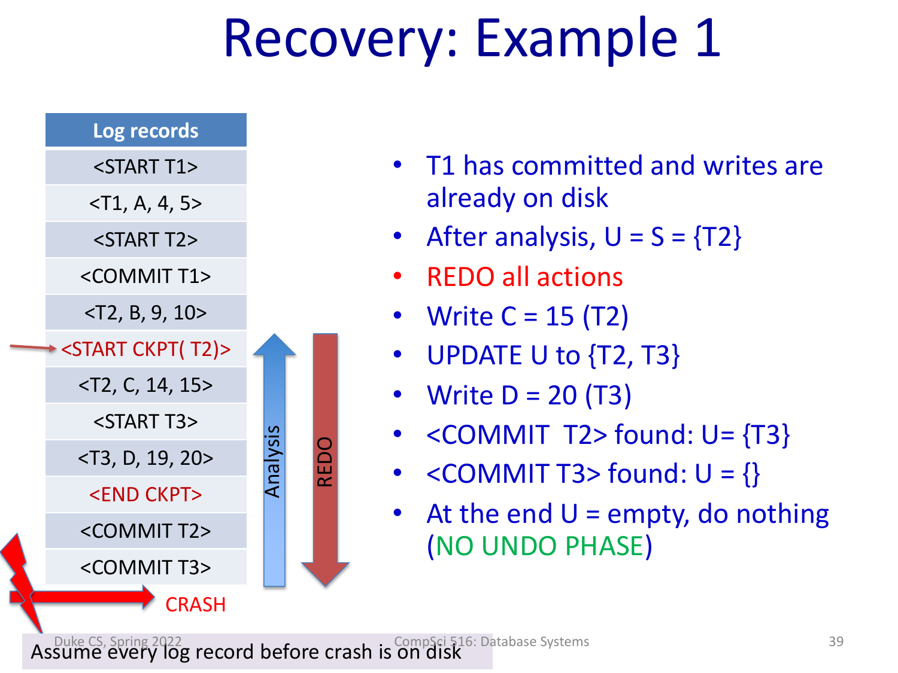# Recovery: Example 1

| Log records |
|---|
| <START T1> |
| <T1, A, 4, 5> |
| <START T2> |
| <COMMIT T1> |
| <T2, B, 9, 10> |
| <START CKPT( T2)> |
| <T2, C, 14, 15> |
| <START T3> |
| <T3, D, 19, 20> |
| <END CKPT> |
| <COMMIT T2> |
| <COMMIT T3> |

CRASH

Analysis

REDO

- T1 has committed and writes are already on disk
- After analysis, U = S = {T2}
- REDO all actions
- Write C = 15 (T2)
- UPDATE U to {T2, T3}
- Write D = 20 (T3)
- <COMMIT T2> found: U= {T3}
- <COMMIT T3> found: U = {}
- At the end U = empty, do nothing (NO UNDO PHASE)

Assume every log record before crash is on disk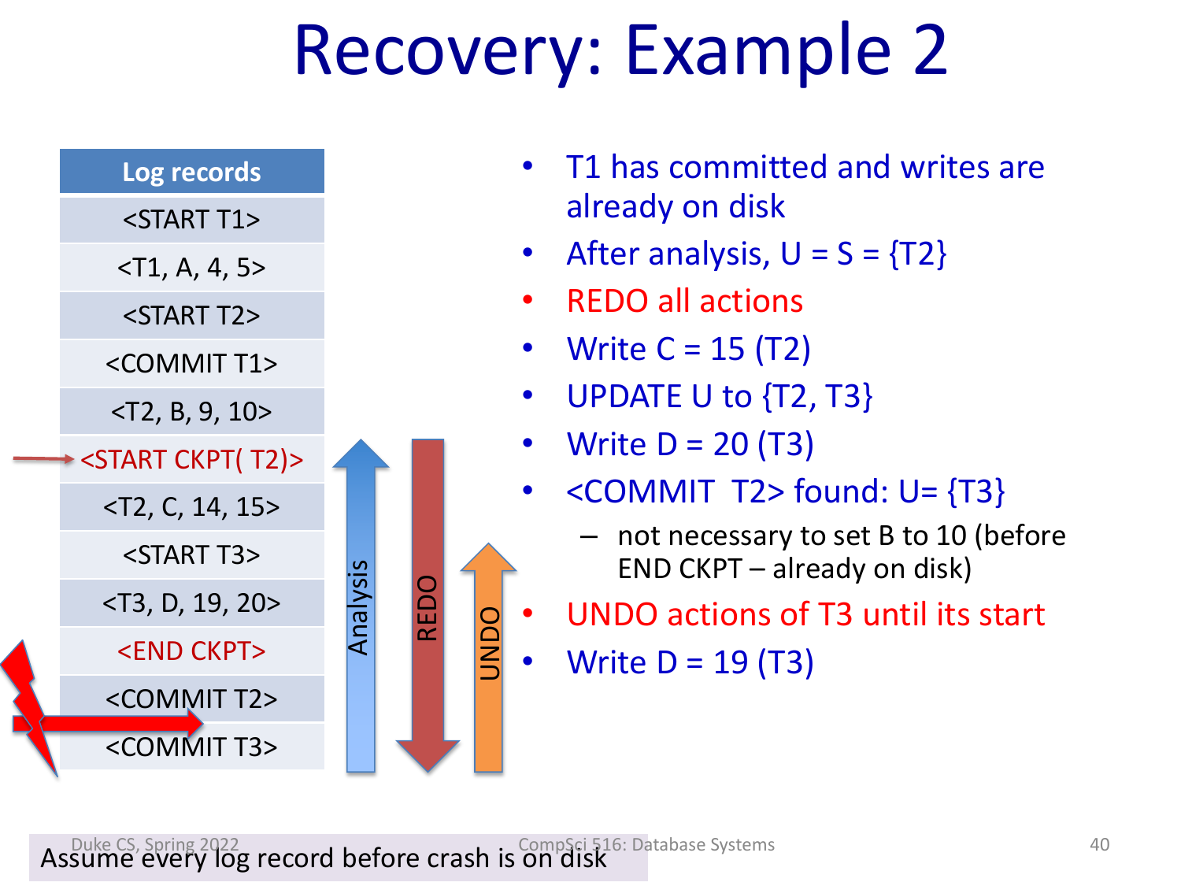# Recovery: Example 2

| Log records |
|---|
| <START T1> |
| <T1, A, 4, 5> |
| <START T2> |
| <COMMIT T1> |
| <T2, B, 9, 10> |
| <START CKPT( T2)> |
| <T2, C, 14, 15> |
| <START T3> |
| <T3, D, 19, 20> |
| <END CKPT> |
| <COMMIT T2> |
| <COMMIT T3> |

Analysis

REDO

UNDO

- T1 has committed and writes are already on disk
- After analysis, U = S = {T2}
- REDO all actions
- Write C = 15 (T2)
- UPDATE U to {T2, T3}
- Write D = 20 (T3)
- <COMMIT T2> found: U= {T3}
  - not necessary to set B to 10 (before END CKPT – already on disk)
- UNDO actions of T3 until its start
- Write D = 19 (T3)

Assume every log record before crash is on disk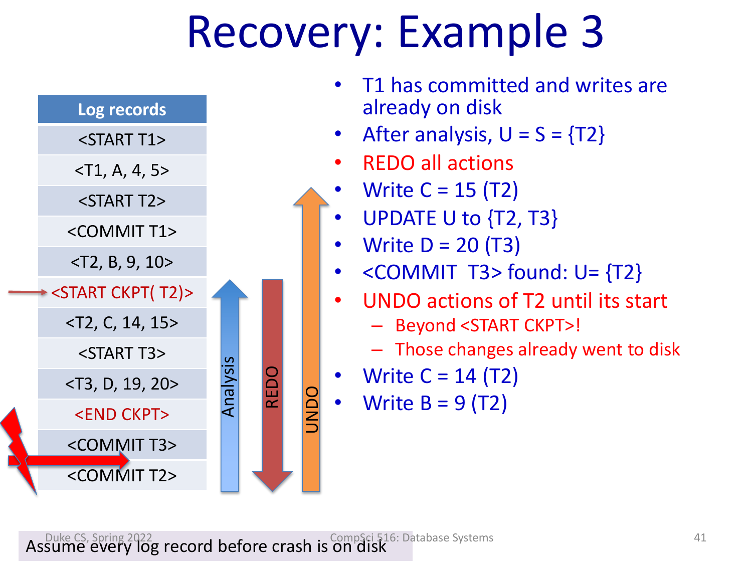# Recovery: Example 3

| Log records |
|---|
| <START T1> |
| <T1, A, 4, 5> |
| <START T2> |
| <COMMIT T1> |
| <T2, B, 9, 10> |
| <START CKPT( T2)> |
| <T2, C, 14, 15> |
| <START T3> |
| <T3, D, 19, 20> |
| <END CKPT> |
| <COMMIT T3> |
| <COMMIT T2> |

Analysis

REDO

UNDO

- T1 has committed and writes are already on disk
- After analysis, U = S = {T2}
- REDO all actions
- Write C = 15 (T2)
- UPDATE U to {T2, T3}
- Write D = 20 (T3)
- <COMMIT T3> found: U= {T2}
- UNDO actions of T2 until its start
  - Beyond <START CKPT>!
  - Those changes already went to disk
- Write C = 14 (T2)
- Write B = 9 (T2)

Assume every log record before crash is on disk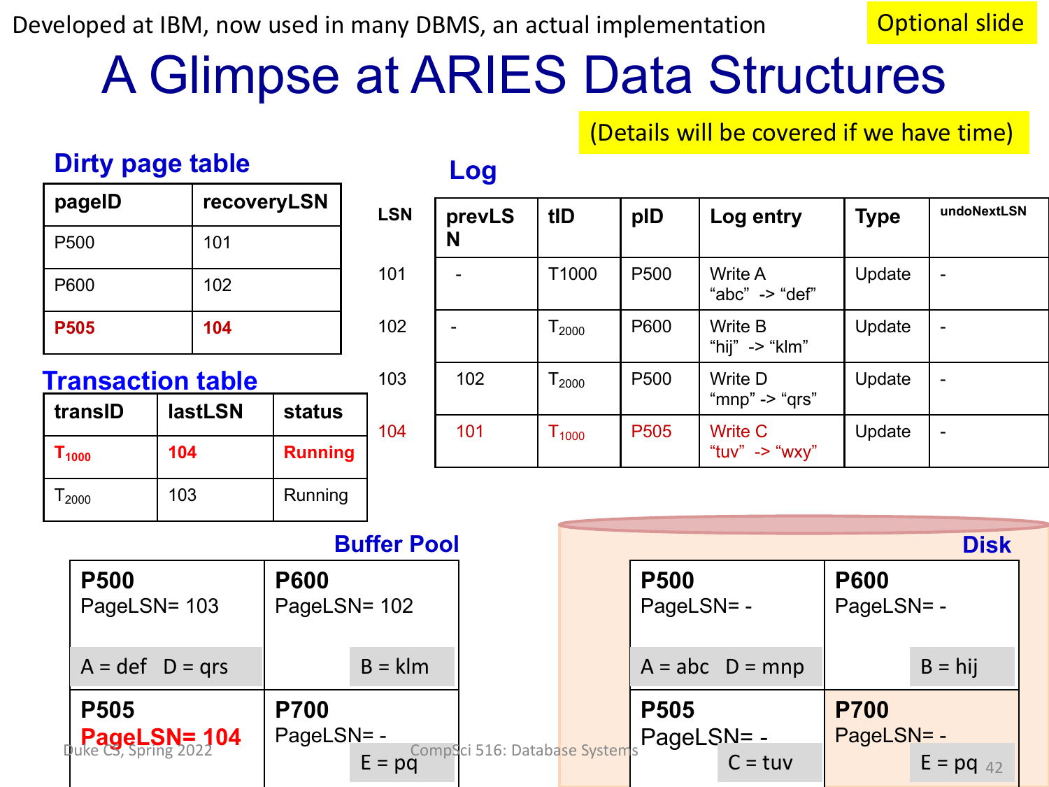Developed at IBM, now used in many DBMS, an actual implementation

Optional slide

# A Glimpse at ARIES Data Structures

(Details will be covered if we have time)

## Dirty page table

| pageID | recoveryLSN |
|---|---|
| P500 | 101 |
| P600 | 102 |
| **P505** | **104** |

## Transaction table

| transID | lastLSN | status |
|---|---|---|
| **$T_{1000}$** | **104** | **Running** |
| $T_{2000}$ | 103 | Running |

## Log

| LSN | prevLSN | tID | pID | Log entry | Type | undoNextLSN |
|---|---|---|---|---|---|---|
| 101 | - | T1000 | P500 | Write A “abc” -> “def” | Update | - |
| 102 | - | $T_{2000}$ | P600 | Write B “hij” -> “klm” | Update | - |
| 103 | 102 | $T_{2000}$ | P500 | Write D “mnp” -> “qrs” | Update | - |
| 104 | 101 | $T_{1000}$ | P505 | Write C “tuv” -> “wxy” | Update | - |

## Buffer Pool

| | |
|---|---|
| **P500** PageLSN= 103 A = def D = qrs | **P600** PageLSN= 102 B = klm |
| **P505** **PageLSN= 104** | **P700** PageLSN= - E = pq |

## Disk

| | |
|---|---|
| **P500** PageLSN= - A = abc D = mnp | **P600** PageLSN= - B = hij |
| **P505** PageLSN= - C = tuv | **P700** PageLSN= - E = pq |